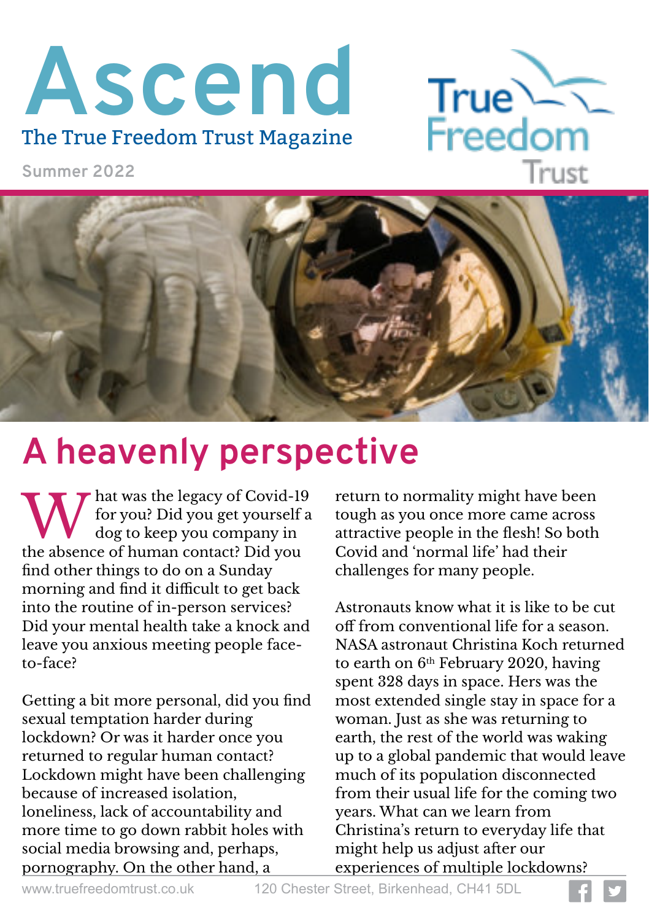# Ascend

The True Freedom Trust Magazine

Summer 2022

## A heavenly perspective

What was the legacy of Covid-19 for you? Did you get yourself a dog to keep you company in the absence of human contact? Did you find other things to do on a Sunday morning and find it difficult to get back into the routine of in-person services? Did your mental health take a knock and leave you anxious meeting people face-to-face?

Getting a bit more personal, did you find sexual temptation harder during lockdown? Or was it harder once you returned to regular human contact? Lockdown might have been challenging because of increased isolation, loneliness, lack of accountability and more time to go down rabbit holes with social media browsing and, perhaps, pornography. On the other hand, a return to normality might have been tough as you once more came across attractive people in the flesh! So both Covid and 'normal life' had their challenges for many people.

Astronauts know what it is like to be cut off from conventional life for a season. NASA astronaut Christina Koch returned to earth on 6th February 2020, having spent 328 days in space. Hers was the most extended single stay in space for a woman. Just as she was returning to earth, the rest of the world was waking up to a global pandemic that would leave much of its population disconnected from their usual life for the coming two years. What can we learn from Christina's return to everyday life that might help us adjust after our experiences of multiple lockdowns?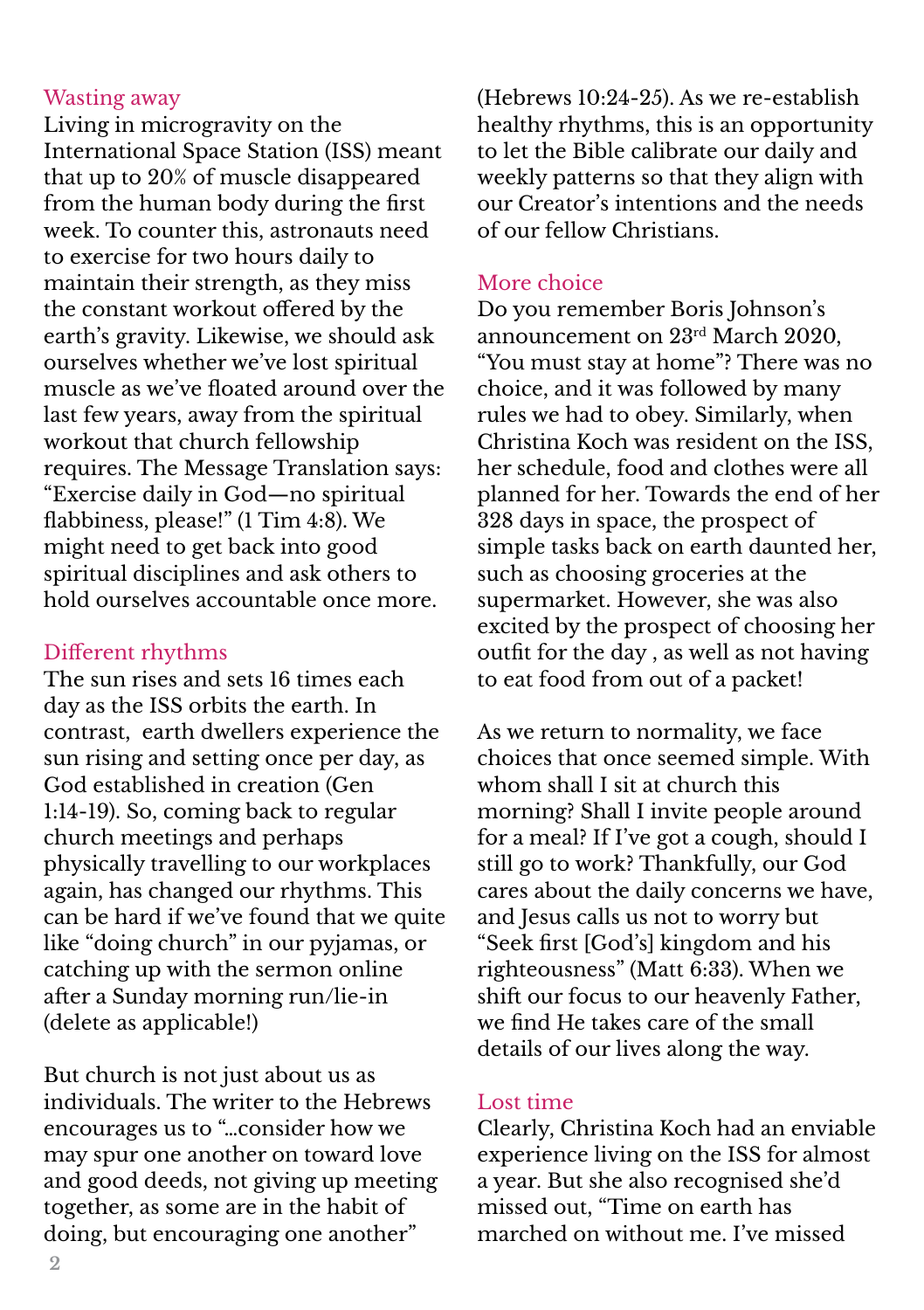## Wasting away

Living in microgravity on the International Space Station (ISS) meant that up to 20% of muscle disappeared from the human body during the first week. To counter this, astronauts need to exercise for two hours daily to maintain their strength, as they miss the constant workout offered by the earth's gravity. Likewise, we should ask ourselves whether we've lost spiritual muscle as we've floated around over the last few years, away from the spiritual workout that church fellowship requires. The Message Translation says: "Exercise daily in God—no spiritual flabbiness, please!" (1 Tim 4:8). We might need to get back into good spiritual disciplines and ask others to hold ourselves accountable once more.

## Different rhythms

The sun rises and sets 16 times each day as the ISS orbits the earth. In contrast, earth dwellers experience the sun rising and setting once per day, as God established in creation (Gen 1:14-19). So, coming back to regular church meetings and perhaps physically travelling to our workplaces again, has changed our rhythms. This can be hard if we've found that we quite like "doing church" in our pyjamas, or catching up with the sermon online after a Sunday morning run/lie-in (delete as applicable!)

But church is not just about us as individuals. The writer to the Hebrews encourages us to "…consider how we may spur one another on toward love and good deeds, not giving up meeting together, as some are in the habit of doing, but encouraging one another" (Hebrews 10:24-25). As we re-establish healthy rhythms, this is an opportunity to let the Bible calibrate our daily and weekly patterns so that they align with our Creator's intentions and the needs of our fellow Christians.

## More choice

Do you remember Boris Johnson's announcement on 23rd March 2020, "You must stay at home"? There was no choice, and it was followed by many rules we had to obey. Similarly, when Christina Koch was resident on the ISS, her schedule, food and clothes were all planned for her. Towards the end of her 328 days in space, the prospect of simple tasks back on earth daunted her, such as choosing groceries at the supermarket. However, she was also excited by the prospect of choosing her outfit for the day , as well as not having to eat food from out of a packet!

As we return to normality, we face choices that once seemed simple. With whom shall I sit at church this morning? Shall I invite people around for a meal? If I've got a cough, should I still go to work? Thankfully, our God cares about the daily concerns we have, and Jesus calls us not to worry but "Seek first [God's] kingdom and his righteousness" (Matt 6:33). When we shift our focus to our heavenly Father, we find He takes care of the small details of our lives along the way.

## Lost time

Clearly, Christina Koch had an enviable experience living on the ISS for almost a year. But she also recognised she'd missed out, "Time on earth has marched on without me. I've missed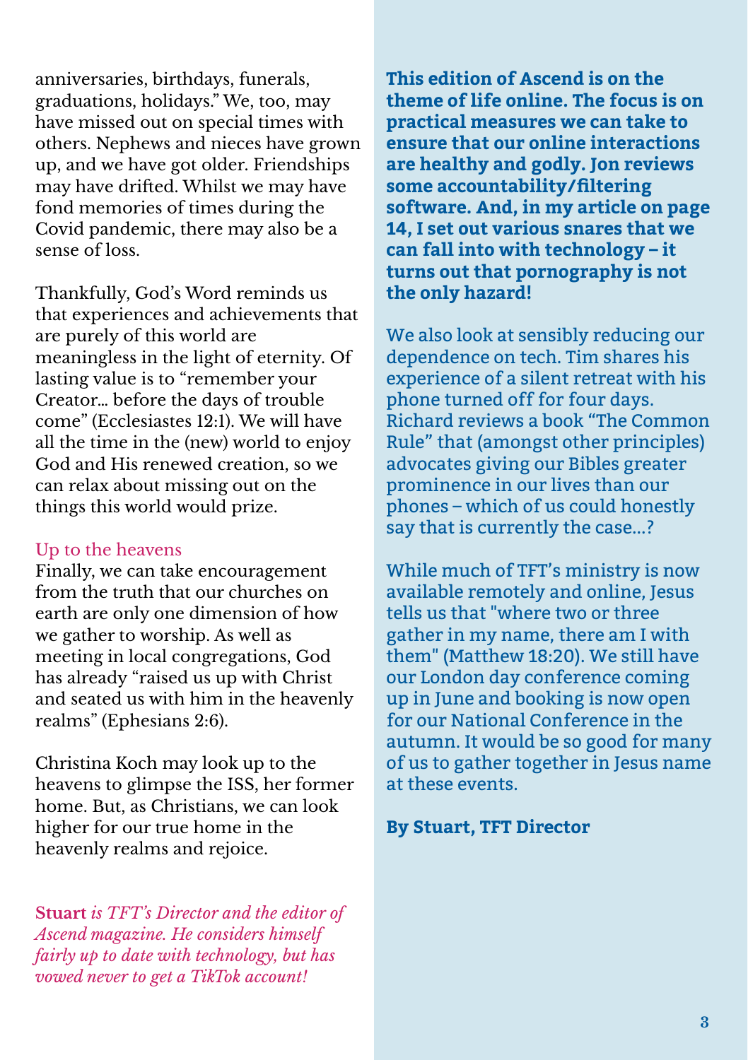anniversaries, birthdays, funerals, graduations, holidays." We, too, may have missed out on special times with others. Nephews and nieces have grown up, and we have got older. Friendships may have drifted. Whilst we may have fond memories of times during the Covid pandemic, there may also be a sense of loss.

Thankfully, God's Word reminds us that experiences and achievements that are purely of this world are meaningless in the light of eternity. Of lasting value is to "remember your Creator… before the days of trouble come" (Ecclesiastes 12:1). We will have all the time in the (new) world to enjoy God and His renewed creation, so we can relax about missing out on the things this world would prize.

### Up to the heavens

Finally, we can take encouragement from the truth that our churches on earth are only one dimension of how we gather to worship. As well as meeting in local congregations, God has already "raised us up with Christ and seated us with him in the heavenly realms" (Ephesians 2:6).

Christina Koch may look up to the heavens to glimpse the ISS, her former home. But, as Christians, we can look higher for our true home in the heavenly realms and rejoice.

**Stuart** *is TFT's Director and the editor of Ascend magazine. He considers himself fairly up to date with technology, but has vowed never to get a TikTok account!*

**This edition of Ascend is on the theme of life online. The focus is on practical measures we can take to ensure that our online interactions are healthy and godly. Jon reviews some accountability/filtering software. And, in my article on page 14, I set out various snares that we can fall into with technology – it turns out that pornography is not the only hazard!**

We also look at sensibly reducing our dependence on tech. Tim shares his experience of a silent retreat with his phone turned off for four days. Richard reviews a book "The Common Rule" that (amongst other principles) advocates giving our Bibles greater prominence in our lives than our phones – which of us could honestly say that is currently the case…?

While much of TFT's ministry is now available remotely and online, Jesus tells us that "where two or three gather in my name, there am I with them" (Matthew 18:20). We still have our London day conference coming up in June and booking is now open for our National Conference in the autumn. It would be so good for many of us to gather together in Jesus name at these events.

**By Stuart, TFT Director**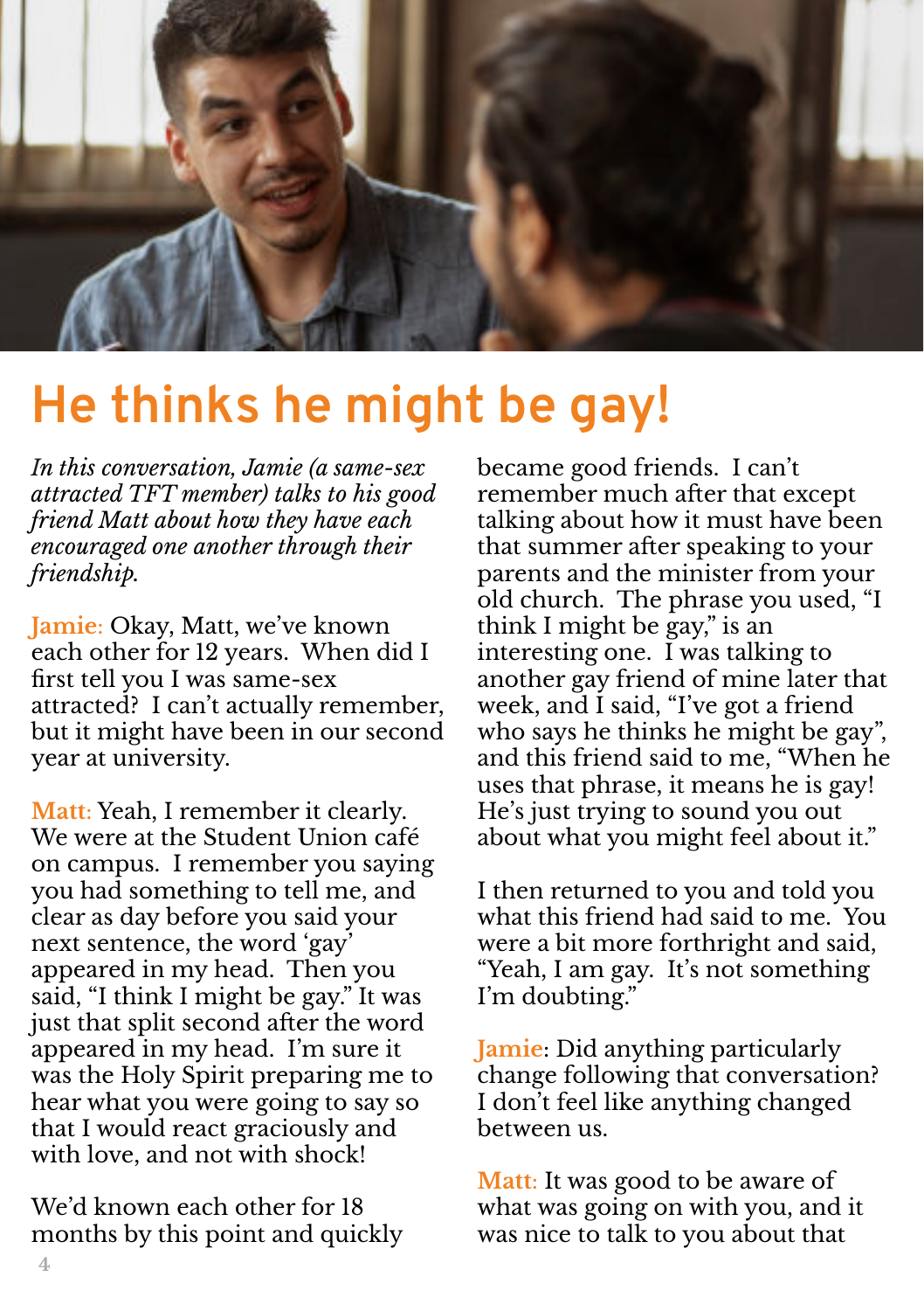# He thinks he might be gay!

*In this conversation, Jamie (a same-sex attracted TFT member) talks to his good friend Matt about how they have each encouraged one another through their friendship.*

**Jamie:** Okay, Matt, we've known each other for 12 years. When did I first tell you I was same-sex attracted? I can't actually remember, but it might have been in our second year at university.

**Matt:** Yeah, I remember it clearly. We were at the Student Union café on campus. I remember you saying you had something to tell me, and clear as day before you said your next sentence, the word 'gay' appeared in my head. Then you said, "I think I might be gay." It was just that split second after the word appeared in my head. I'm sure it was the Holy Spirit preparing me to hear what you were going to say so that I would react graciously and with love, and not with shock!

We'd known each other for 18 months by this point and quickly became good friends. I can't remember much after that except talking about how it must have been that summer after speaking to your parents and the minister from your old church. The phrase you used, "I think I might be gay," is an interesting one. I was talking to another gay friend of mine later that week, and I said, "I've got a friend who says he thinks he might be gay", and this friend said to me, "When he uses that phrase, it means he is gay! He's just trying to sound you out about what you might feel about it."

I then returned to you and told you what this friend had said to me. You were a bit more forthright and said, "Yeah, I am gay. It's not something I'm doubting."

**Jamie:** Did anything particularly change following that conversation? I don't feel like anything changed between us.

**Matt:** It was good to be aware of what was going on with you, and it was nice to talk to you about that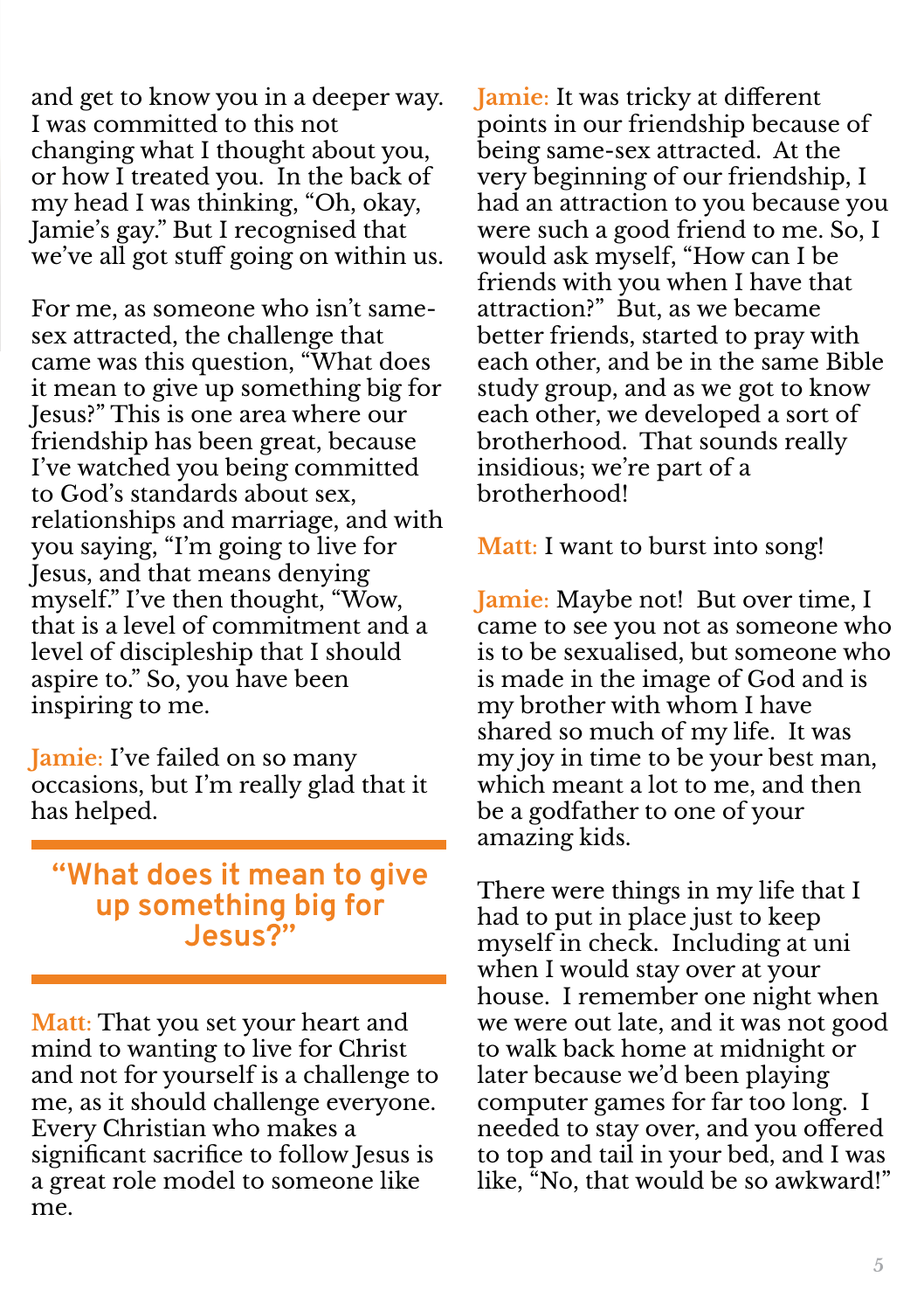and get to know you in a deeper way. I was committed to this not changing what I thought about you, or how I treated you. In the back of my head I was thinking, "Oh, okay, Jamie's gay." But I recognised that we've all got stuff going on within us.

For me, as someone who isn't same-sex attracted, the challenge that came was this question, "What does it mean to give up something big for Jesus?" This is one area where our friendship has been great, because I've watched you being committed to God's standards about sex, relationships and marriage, and with you saying, "I'm going to live for Jesus, and that means denying myself." I've then thought, "Wow, that is a level of commitment and a level of discipleship that I should aspire to." So, you have been inspiring to me.

**Jamie:** I've failed on so many occasions, but I'm really glad that it has helped.

> **"What does it mean to give up something big for Jesus?"**

**Matt:** That you set your heart and mind to wanting to live for Christ and not for yourself is a challenge to me, as it should challenge everyone. Every Christian who makes a significant sacrifice to follow Jesus is a great role model to someone like me.

**Jamie:** It was tricky at different points in our friendship because of being same-sex attracted. At the very beginning of our friendship, I had an attraction to you because you were such a good friend to me. So, I would ask myself, "How can I be friends with you when I have that attraction?" But, as we became better friends, started to pray with each other, and be in the same Bible study group, and as we got to know each other, we developed a sort of brotherhood. That sounds really insidious; we're part of a brotherhood!

**Matt:** I want to burst into song!

**Jamie:** Maybe not! But over time, I came to see you not as someone who is to be sexualised, but someone who is made in the image of God and is my brother with whom I have shared so much of my life. It was my joy in time to be your best man, which meant a lot to me, and then be a godfather to one of your amazing kids.

There were things in my life that I had to put in place just to keep myself in check. Including at uni when I would stay over at your house. I remember one night when we were out late, and it was not good to walk back home at midnight or later because we'd been playing computer games for far too long. I needed to stay over, and you offered to top and tail in your bed, and I was like, "No, that would be so awkward!"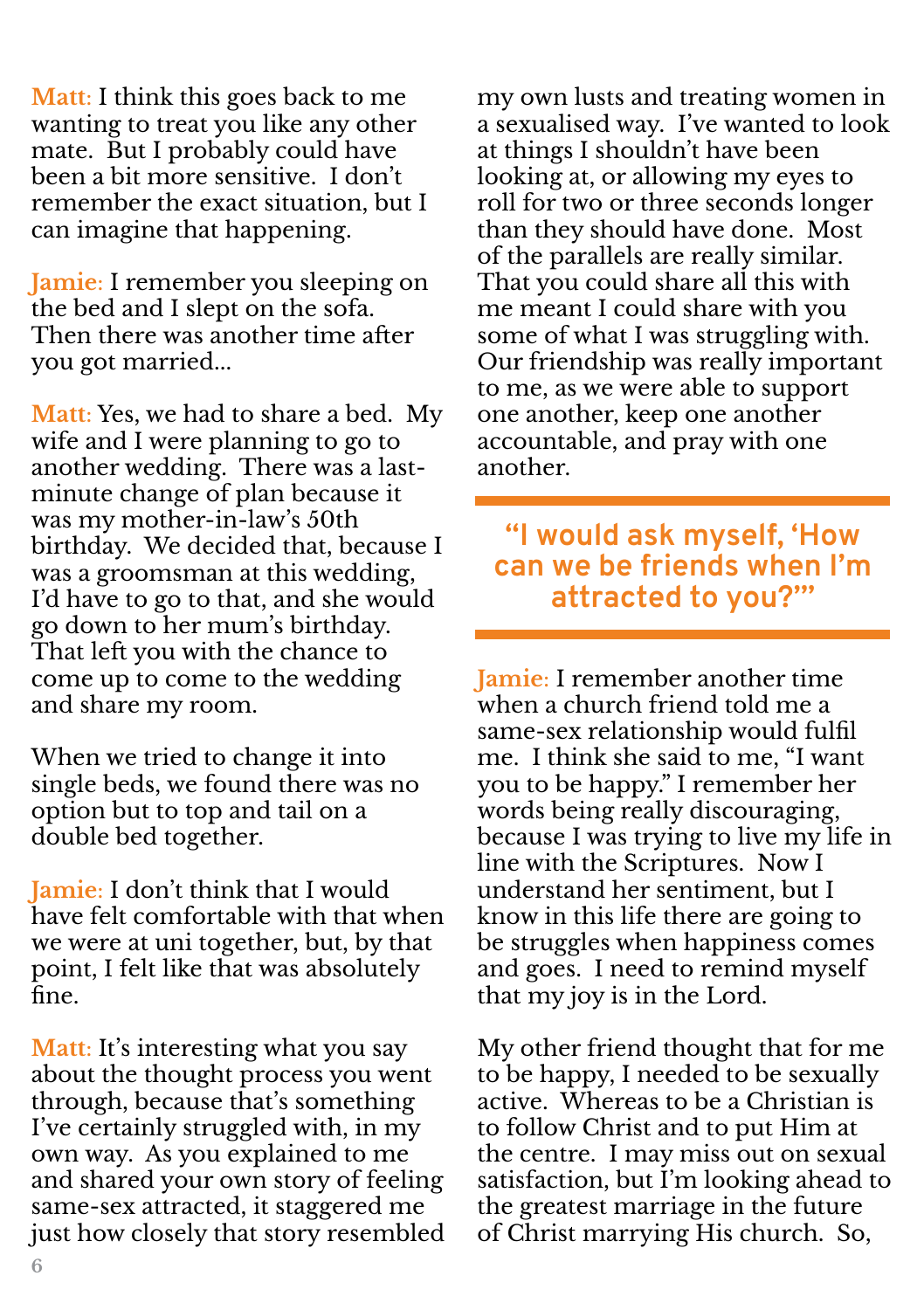**Matt:** I think this goes back to me wanting to treat you like any other mate. But I probably could have been a bit more sensitive. I don't remember the exact situation, but I can imagine that happening.

**Jamie:** I remember you sleeping on the bed and I slept on the sofa. Then there was another time after you got married...

**Matt:** Yes, we had to share a bed. My wife and I were planning to go to another wedding. There was a last-minute change of plan because it was my mother-in-law's 50th birthday. We decided that, because I was a groomsman at this wedding, I'd have to go to that, and she would go down to her mum's birthday. That left you with the chance to come up to come to the wedding and share my room.

When we tried to change it into single beds, we found there was no option but to top and tail on a double bed together.

**Jamie:** I don't think that I would have felt comfortable with that when we were at uni together, but, by that point, I felt like that was absolutely fine.

**Matt:** It's interesting what you say about the thought process you went through, because that's something I've certainly struggled with, in my own way. As you explained to me and shared your own story of feeling same-sex attracted, it staggered me just how closely that story resembled my own lusts and treating women in a sexualised way. I've wanted to look at things I shouldn't have been looking at, or allowing my eyes to roll for two or three seconds longer than they should have done. Most of the parallels are really similar. That you could share all this with me meant I could share with you some of what I was struggling with. Our friendship was really important to me, as we were able to support one another, keep one another accountable, and pray with one another.

> **"I would ask myself, 'How can we be friends when I'm attracted to you?'"**

**Jamie:** I remember another time when a church friend told me a same-sex relationship would fulfil me. I think she said to me, "I want you to be happy." I remember her words being really discouraging, because I was trying to live my life in line with the Scriptures. Now I understand her sentiment, but I know in this life there are going to be struggles when happiness comes and goes. I need to remind myself that my joy is in the Lord.

My other friend thought that for me to be happy, I needed to be sexually active. Whereas to be a Christian is to follow Christ and to put Him at the centre. I may miss out on sexual satisfaction, but I'm looking ahead to the greatest marriage in the future of Christ marrying His church. So,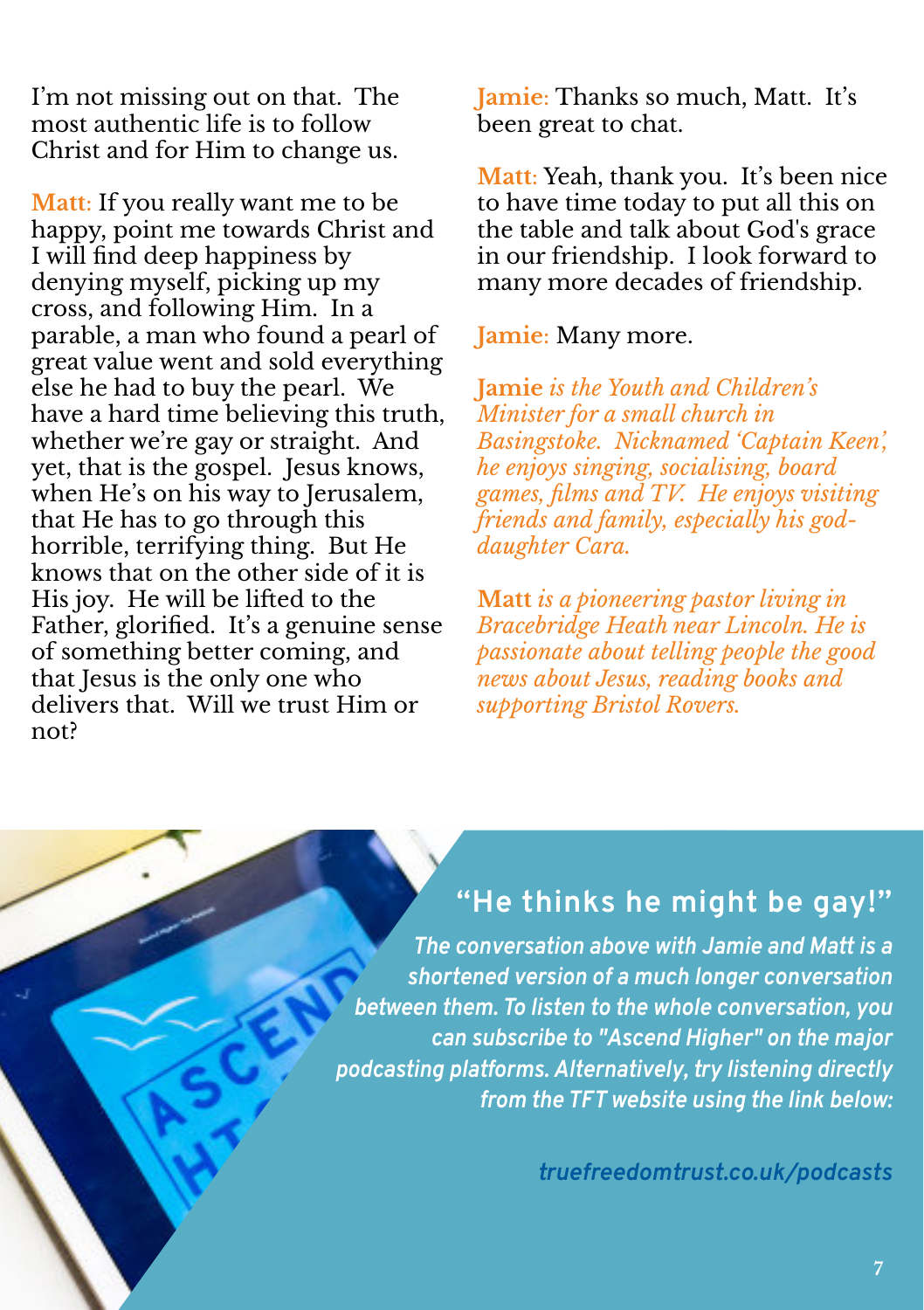I'm not missing out on that. The most authentic life is to follow Christ and for Him to change us.

**Matt:** If you really want me to be happy, point me towards Christ and I will find deep happiness by denying myself, picking up my cross, and following Him. In a parable, a man who found a pearl of great value went and sold everything else he had to buy the pearl. We have a hard time believing this truth, whether we're gay or straight. And yet, that is the gospel. Jesus knows, when He's on his way to Jerusalem, that He has to go through this horrible, terrifying thing. But He knows that on the other side of it is His joy. He will be lifted to the Father, glorified. It's a genuine sense of something better coming, and that Jesus is the only one who delivers that. Will we trust Him or not?

**Jamie:** Thanks so much, Matt. It's been great to chat.

**Matt:** Yeah, thank you. It's been nice to have time today to put all this on the table and talk about God's grace in our friendship. I look forward to many more decades of friendship.

**Jamie:** Many more.

**Jamie** *is the Youth and Children's Minister for a small church in Basingstoke. Nicknamed 'Captain Keen', he enjoys singing, socialising, board games, films and TV. He enjoys visiting friends and family, especially his god-daughter Cara.*

**Matt** *is a pioneering pastor living in Bracebridge Heath near Lincoln. He is passionate about telling people the good news about Jesus, reading books and supporting Bristol Rovers.*

## "He thinks he might be gay!"

*The conversation above with Jamie and Matt is a shortened version of a much longer conversation between them. To listen to the whole conversation, you can subscribe to "Ascend Higher" on the major podcasting platforms. Alternatively, try listening directly from the TFT website using the link below:*

*truefreedomtrust.co.uk/podcasts*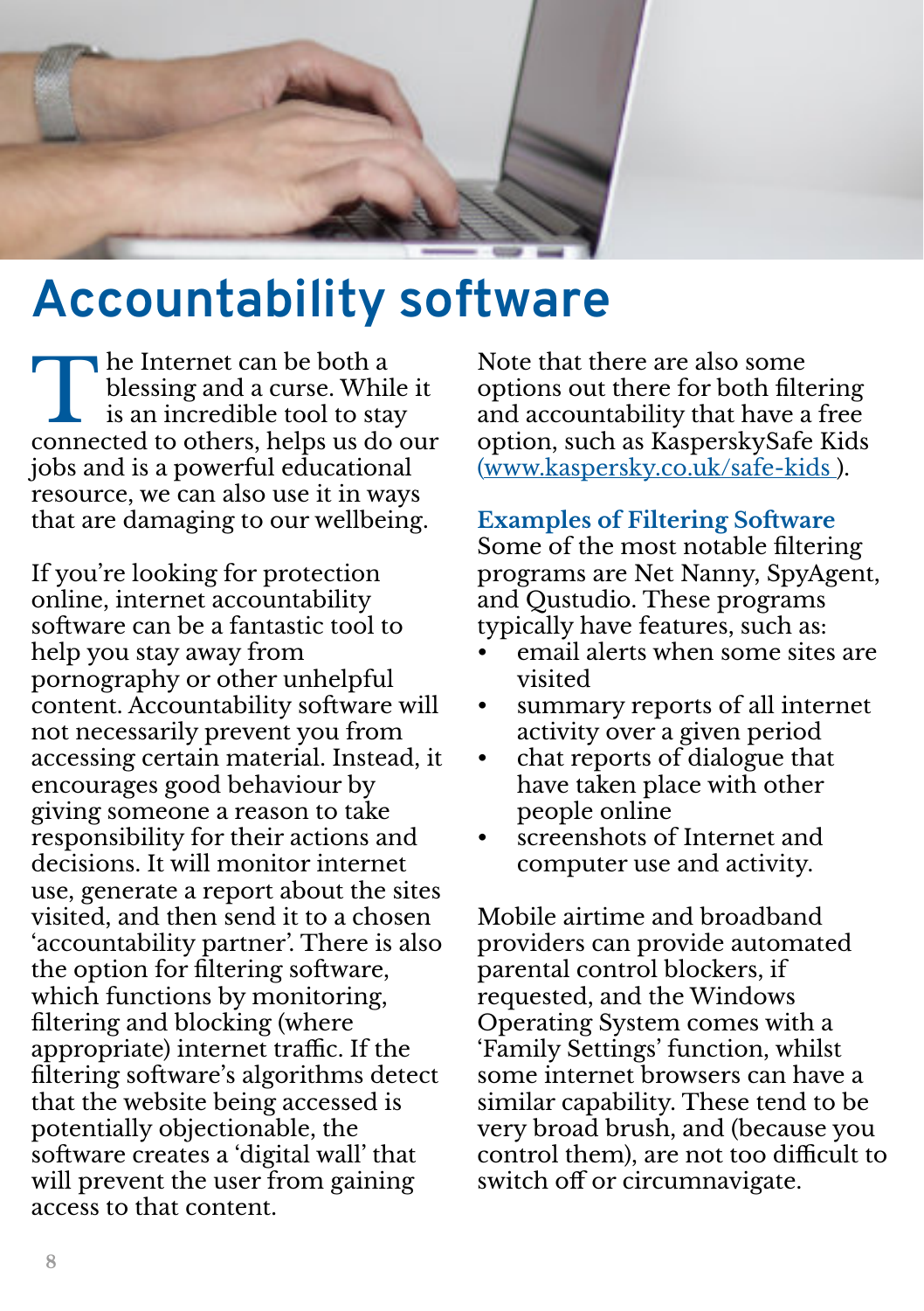# Accountability software

The Internet can be both a blessing and a curse. While it is an incredible tool to stay connected to others, helps us do our jobs and is a powerful educational resource, we can also use it in ways that are damaging to our wellbeing.

If you're looking for protection online, internet accountability software can be a fantastic tool to help you stay away from pornography or other unhelpful content. Accountability software will not necessarily prevent you from accessing certain material. Instead, it encourages good behaviour by giving someone a reason to take responsibility for their actions and decisions. It will monitor internet use, generate a report about the sites visited, and then send it to a chosen 'accountability partner'. There is also the option for filtering software, which functions by monitoring, filtering and blocking (where appropriate) internet traffic. If the filtering software's algorithms detect that the website being accessed is potentially objectionable, the software creates a 'digital wall' that will prevent the user from gaining access to that content.

Note that there are also some options out there for both filtering and accountability that have a free option, such as KasperskySafe Kids (www.kaspersky.co.uk/safe-kids ).

### Examples of Filtering Software

Some of the most notable filtering programs are Net Nanny, SpyAgent, and Qustudio. These programs typically have features, such as:

- email alerts when some sites are visited
- summary reports of all internet activity over a given period
- chat reports of dialogue that have taken place with other people online
- screenshots of Internet and computer use and activity.

Mobile airtime and broadband providers can provide automated parental control blockers, if requested, and the Windows Operating System comes with a 'Family Settings' function, whilst some internet browsers can have a similar capability. These tend to be very broad brush, and (because you control them), are not too difficult to switch off or circumnavigate.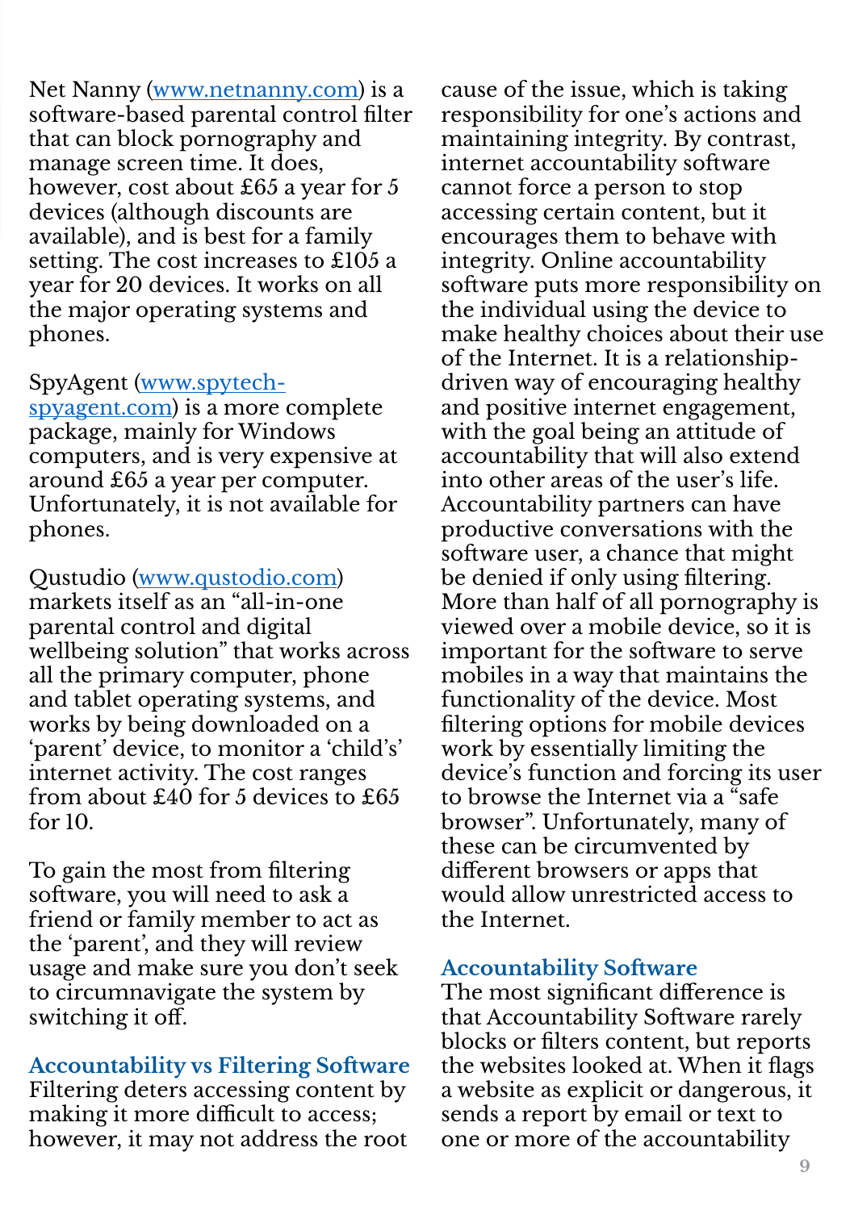Net Nanny (www.netnanny.com) is a software-based parental control filter that can block pornography and manage screen time. It does, however, cost about £65 a year for 5 devices (although discounts are available), and is best for a family setting. The cost increases to £105 a year for 20 devices. It works on all the major operating systems and phones.

SpyAgent (www.spytech-spyagent.com) is a more complete package, mainly for Windows computers, and is very expensive at around £65 a year per computer. Unfortunately, it is not available for phones.

Qustudio (www.qustodio.com) markets itself as an "all-in-one parental control and digital wellbeing solution" that works across all the primary computer, phone and tablet operating systems, and works by being downloaded on a 'parent' device, to monitor a 'child's' internet activity. The cost ranges from about £40 for 5 devices to £65 for 10.

To gain the most from filtering software, you will need to ask a friend or family member to act as the 'parent', and they will review usage and make sure you don't seek to circumnavigate the system by switching it off.

### Accountability vs Filtering Software

Filtering deters accessing content by making it more difficult to access; however, it may not address the root cause of the issue, which is taking responsibility for one's actions and maintaining integrity. By contrast, internet accountability software cannot force a person to stop accessing certain content, but it encourages them to behave with integrity. Online accountability software puts more responsibility on the individual using the device to make healthy choices about their use of the Internet. It is a relationship-driven way of encouraging healthy and positive internet engagement, with the goal being an attitude of accountability that will also extend into other areas of the user's life. Accountability partners can have productive conversations with the software user, a chance that might be denied if only using filtering. More than half of all pornography is viewed over a mobile device, so it is important for the software to serve mobiles in a way that maintains the functionality of the device. Most filtering options for mobile devices work by essentially limiting the device's function and forcing its user to browse the Internet via a "safe browser". Unfortunately, many of these can be circumvented by different browsers or apps that would allow unrestricted access to the Internet.

### Accountability Software

The most significant difference is that Accountability Software rarely blocks or filters content, but reports the websites looked at. When it flags a website as explicit or dangerous, it sends a report by email or text to one or more of the accountability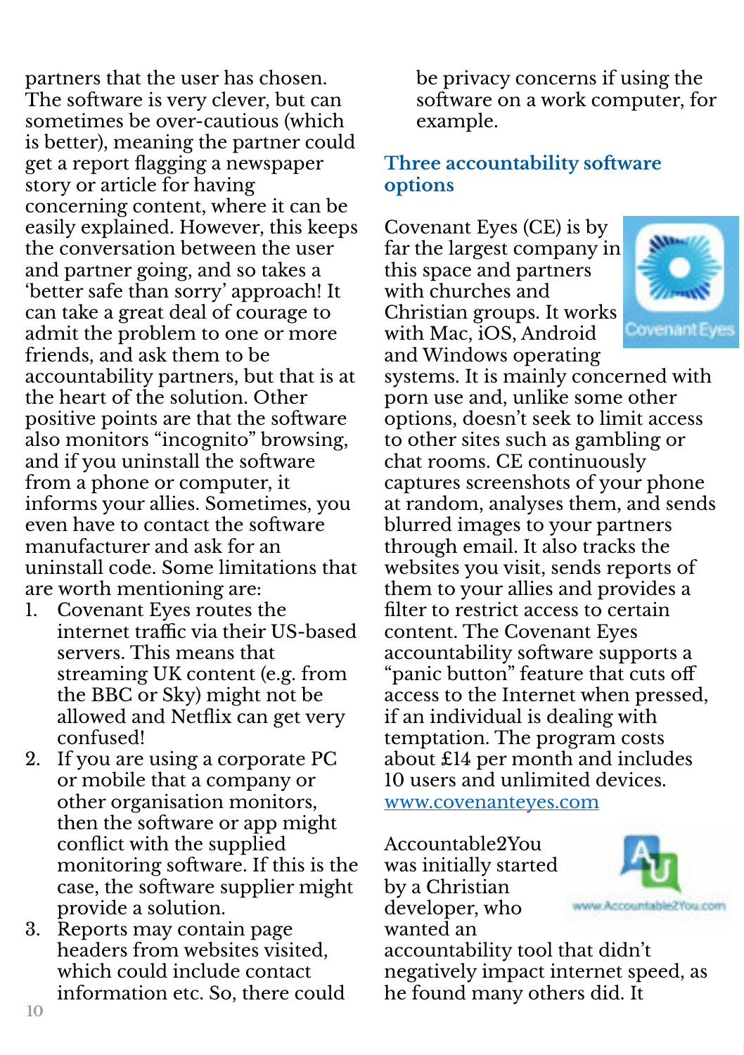partners that the user has chosen. The software is very clever, but can sometimes be over-cautious (which is better), meaning the partner could get a report flagging a newspaper story or article for having concerning content, where it can be easily explained. However, this keeps the conversation between the user and partner going, and so takes a 'better safe than sorry' approach! It can take a great deal of courage to admit the problem to one or more friends, and ask them to be accountability partners, but that is at the heart of the solution. Other positive points are that the software also monitors "incognito" browsing, and if you uninstall the software from a phone or computer, it informs your allies. Sometimes, you even have to contact the software manufacturer and ask for an uninstall code. Some limitations that are worth mentioning are:

1. Covenant Eyes routes the internet traffic via their US-based servers. This means that streaming UK content (e.g. from the BBC or Sky) might not be allowed and Netflix can get very confused!
2. If you are using a corporate PC or mobile that a company or other organisation monitors, then the software or app might conflict with the supplied monitoring software. If this is the case, the software supplier might provide a solution.
3. Reports may contain page headers from websites visited, which could include contact information etc. So, there could be privacy concerns if using the software on a work computer, for example.

## Three accountability software options

Covenant Eyes (CE) is by far the largest company in this space and partners with churches and Christian groups. It works with Mac, iOS, Android and Windows operating systems. It is mainly concerned with porn use and, unlike some other options, doesn't seek to limit access to other sites such as gambling or chat rooms. CE continuously captures screenshots of your phone at random, analyses them, and sends blurred images to your partners through email. It also tracks the websites you visit, sends reports of them to your allies and provides a filter to restrict access to certain content. The Covenant Eyes accountability software supports a "panic button" feature that cuts off access to the Internet when pressed, if an individual is dealing with temptation. The program costs about £14 per month and includes 10 users and unlimited devices. [www.covenanteyes.com](http://www.covenanteyes.com)

Accountable2You was initially started by a Christian developer, who wanted an accountability tool that didn't negatively impact internet speed, as he found many others did. It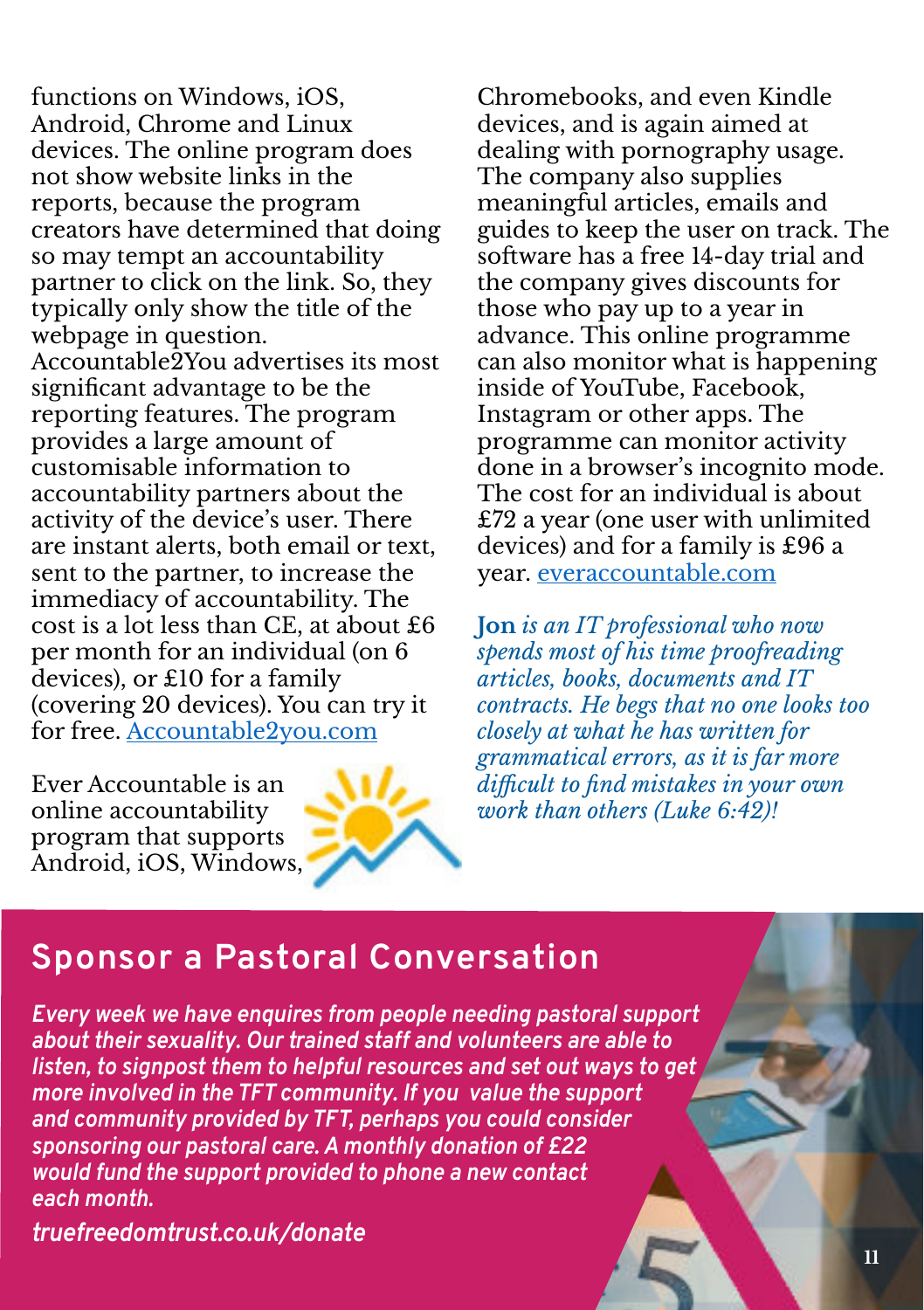functions on Windows, iOS, Android, Chrome and Linux devices. The online program does not show website links in the reports, because the program creators have determined that doing so may tempt an accountability partner to click on the link. So, they typically only show the title of the webpage in question. Accountable2You advertises its most significant advantage to be the reporting features. The program provides a large amount of customisable information to accountability partners about the activity of the device's user. There are instant alerts, both email or text, sent to the partner, to increase the immediacy of accountability. The cost is a lot less than CE, at about £6 per month for an individual (on 6 devices), or £10 for a family (covering 20 devices). You can try it for free. Accountable2you.com

Ever Accountable is an online accountability program that supports Android, iOS, Windows, Chromebooks, and even Kindle devices, and is again aimed at dealing with pornography usage. The company also supplies meaningful articles, emails and guides to keep the user on track. The software has a free 14-day trial and the company gives discounts for those who pay up to a year in advance. This online programme can also monitor what is happening inside of YouTube, Facebook, Instagram or other apps. The programme can monitor activity done in a browser's incognito mode. The cost for an individual is about £72 a year (one user with unlimited devices) and for a family is £96 a year. everaccountable.com

**Jon** *is an IT professional who now spends most of his time proofreading articles, books, documents and IT contracts. He begs that no one looks too closely at what he has written for grammatical errors, as it is far more difficult to find mistakes in your own work than others (Luke 6:42)!*

## Sponsor a Pastoral Conversation

***Every week we have enquires from people needing pastoral support about their sexuality. Our trained staff and volunteers are able to listen, to signpost them to helpful resources and set out ways to get more involved in the TFT community. If you value the support and community provided by TFT, perhaps you could consider sponsoring our pastoral care. A monthly donation of £22 would fund the support provided to phone a new contact each month.***

***truefreedomtrust.co.uk/donate***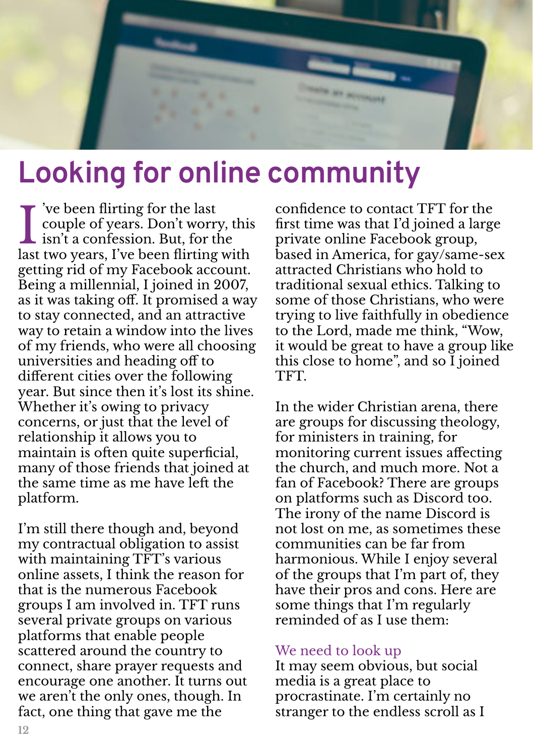# Looking for online community

I've been flirting for the last couple of years. Don't worry, this isn't a confession. But, for the last two years, I've been flirting with getting rid of my Facebook account. Being a millennial, I joined in 2007, as it was taking off. It promised a way to stay connected, and an attractive way to retain a window into the lives of my friends, who were all choosing universities and heading off to different cities over the following year. But since then it's lost its shine. Whether it's owing to privacy concerns, or just that the level of relationship it allows you to maintain is often quite superficial, many of those friends that joined at the same time as me have left the platform.

I'm still there though and, beyond my contractual obligation to assist with maintaining TFT's various online assets, I think the reason for that is the numerous Facebook groups I am involved in. TFT runs several private groups on various platforms that enable people scattered around the country to connect, share prayer requests and encourage one another. It turns out we aren't the only ones, though. In fact, one thing that gave me the confidence to contact TFT for the first time was that I'd joined a large private online Facebook group, based in America, for gay/same-sex attracted Christians who hold to traditional sexual ethics. Talking to some of those Christians, who were trying to live faithfully in obedience to the Lord, made me think, "Wow, it would be great to have a group like this close to home", and so I joined TFT.

In the wider Christian arena, there are groups for discussing theology, for ministers in training, for monitoring current issues affecting the church, and much more. Not a fan of Facebook? There are groups on platforms such as Discord too. The irony of the name Discord is not lost on me, as sometimes these communities can be far from harmonious. While I enjoy several of the groups that I'm part of, they have their pros and cons. Here are some things that I'm regularly reminded of as I use them:

### We need to look up

It may seem obvious, but social media is a great place to procrastinate. I'm certainly no stranger to the endless scroll as I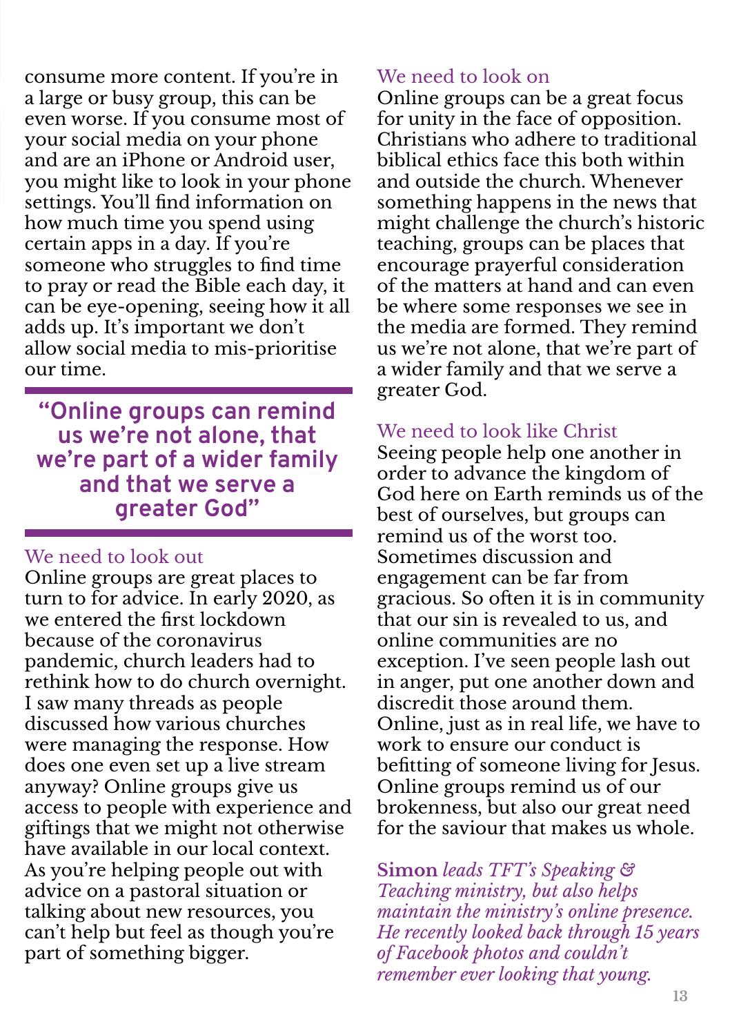consume more content. If you're in a large or busy group, this can be even worse. If you consume most of your social media on your phone and are an iPhone or Android user, you might like to look in your phone settings. You'll find information on how much time you spend using certain apps in a day. If you're someone who struggles to find time to pray or read the Bible each day, it can be eye-opening, seeing how it all adds up. It's important we don't allow social media to mis-prioritise our time.

> **"Online groups can remind us we're not alone, that we're part of a wider family and that we serve a greater God"**

## We need to look out

Online groups are great places to turn to for advice. In early 2020, as we entered the first lockdown because of the coronavirus pandemic, church leaders had to rethink how to do church overnight. I saw many threads as people discussed how various churches were managing the response. How does one even set up a live stream anyway? Online groups give us access to people with experience and giftings that we might not otherwise have available in our local context. As you're helping people out with advice on a pastoral situation or talking about new resources, you can't help but feel as though you're part of something bigger.

## We need to look on

Online groups can be a great focus for unity in the face of opposition. Christians who adhere to traditional biblical ethics face this both within and outside the church. Whenever something happens in the news that might challenge the church's historic teaching, groups can be places that encourage prayerful consideration of the matters at hand and can even be where some responses we see in the media are formed. They remind us we're not alone, that we're part of a wider family and that we serve a greater God.

## We need to look like Christ

Seeing people help one another in order to advance the kingdom of God here on Earth reminds us of the best of ourselves, but groups can remind us of the worst too. Sometimes discussion and engagement can be far from gracious. So often it is in community that our sin is revealed to us, and online communities are no exception. I've seen people lash out in anger, put one another down and discredit those around them. Online, just as in real life, we have to work to ensure our conduct is befitting of someone living for Jesus. Online groups remind us of our brokenness, but also our great need for the saviour that makes us whole.

**Simon** *leads TFT's Speaking & Teaching ministry, but also helps maintain the ministry's online presence. He recently looked back through 15 years of Facebook photos and couldn't remember ever looking that young.*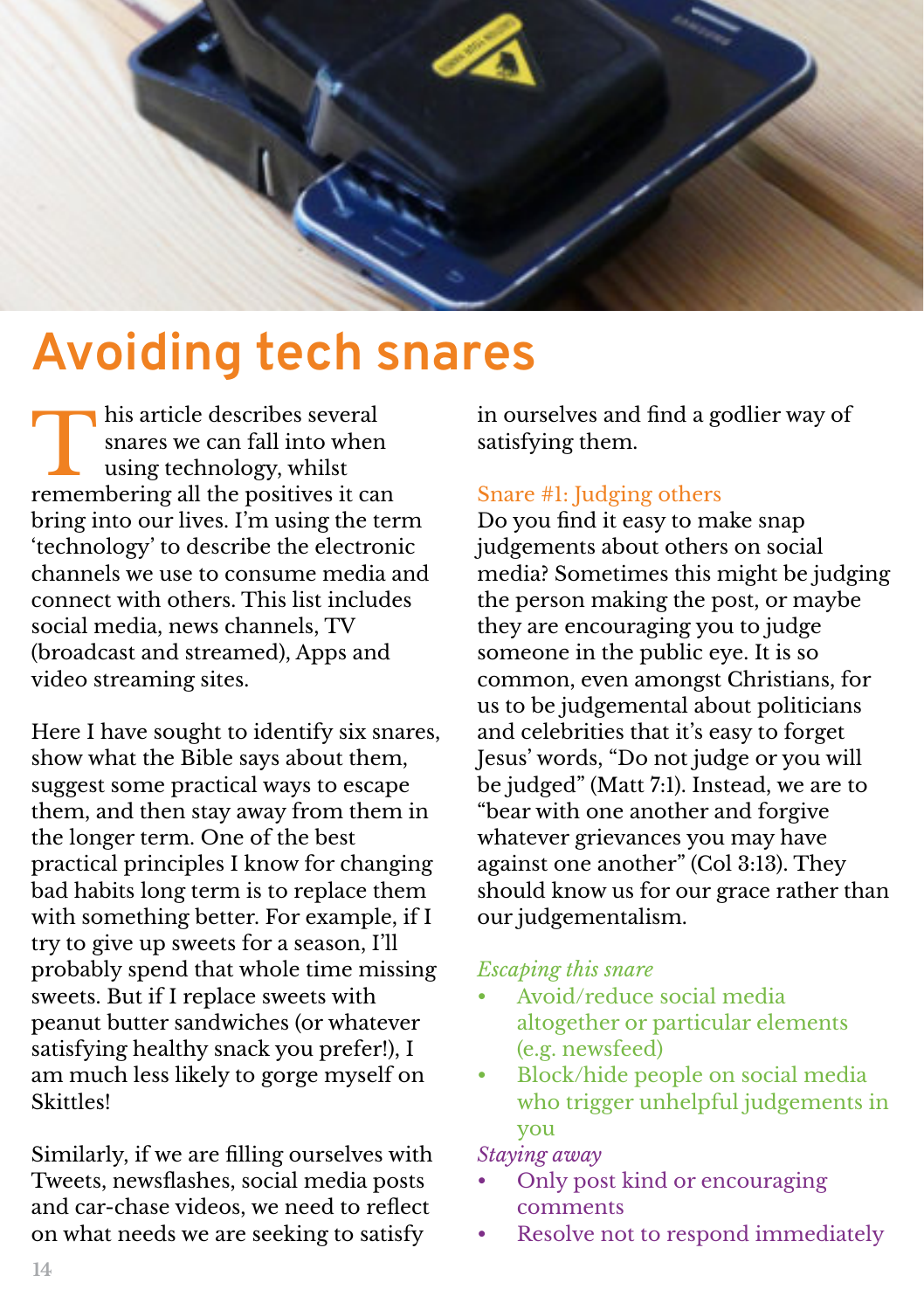# Avoiding tech snares

This article describes several snares we can fall into when using technology, whilst remembering all the positives it can bring into our lives. I'm using the term 'technology' to describe the electronic channels we use to consume media and connect with others. This list includes social media, news channels, TV (broadcast and streamed), Apps and video streaming sites.

Here I have sought to identify six snares, show what the Bible says about them, suggest some practical ways to escape them, and then stay away from them in the longer term. One of the best practical principles I know for changing bad habits long term is to replace them with something better. For example, if I try to give up sweets for a season, I'll probably spend that whole time missing sweets. But if I replace sweets with peanut butter sandwiches (or whatever satisfying healthy snack you prefer!), I am much less likely to gorge myself on Skittles!

Similarly, if we are filling ourselves with Tweets, newsflashes, social media posts and car-chase videos, we need to reflect on what needs we are seeking to satisfy in ourselves and find a godlier way of satisfying them.

## Snare #1: Judging others

Do you find it easy to make snap judgements about others on social media? Sometimes this might be judging the person making the post, or maybe they are encouraging you to judge someone in the public eye. It is so common, even amongst Christians, for us to be judgemental about politicians and celebrities that it's easy to forget Jesus' words, "Do not judge or you will be judged" (Matt 7:1). Instead, we are to "bear with one another and forgive whatever grievances you may have against one another" (Col 3:13). They should know us for our grace rather than our judgementalism.

*Escaping this snare*

- Avoid/reduce social media altogether or particular elements (e.g. newsfeed)
- Block/hide people on social media who trigger unhelpful judgements in you

*Staying away*

- Only post kind or encouraging comments
- Resolve not to respond immediately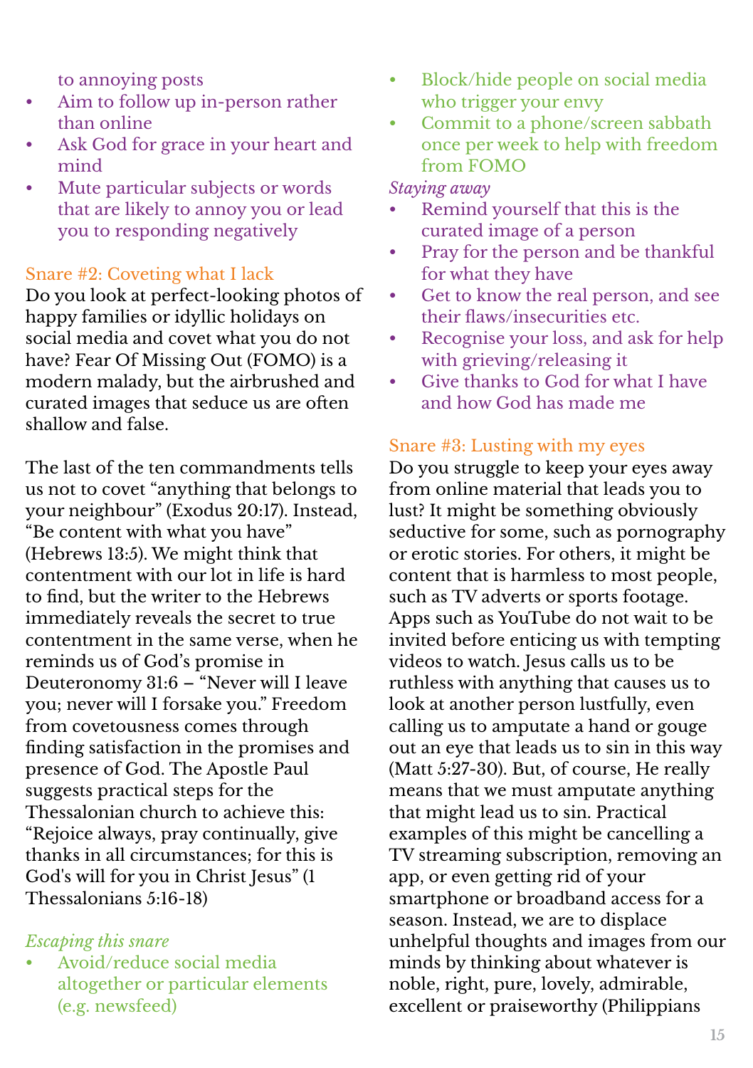to annoying posts
- Aim to follow up in-person rather than online
- Ask God for grace in your heart and mind
- Mute particular subjects or words that are likely to annoy you or lead you to responding negatively

### Snare #2: Coveting what I lack

Do you look at perfect-looking photos of happy families or idyllic holidays on social media and covet what you do not have? Fear Of Missing Out (FOMO) is a modern malady, but the airbrushed and curated images that seduce us are often shallow and false.

The last of the ten commandments tells us not to covet “anything that belongs to your neighbour” (Exodus 20:17). Instead, “Be content with what you have” (Hebrews 13:5). We might think that contentment with our lot in life is hard to find, but the writer to the Hebrews immediately reveals the secret to true contentment in the same verse, when he reminds us of God’s promise in Deuteronomy 31:6 – “Never will I leave you; never will I forsake you.” Freedom from covetousness comes through finding satisfaction in the promises and presence of God. The Apostle Paul suggests practical steps for the Thessalonian church to achieve this: “Rejoice always, pray continually, give thanks in all circumstances; for this is God's will for you in Christ Jesus” (1 Thessalonians 5:16-18)

*Escaping this snare*

- Avoid/reduce social media altogether or particular elements (e.g. newsfeed)
- Block/hide people on social media who trigger your envy
- Commit to a phone/screen sabbath once per week to help with freedom from FOMO

*Staying away*

- Remind yourself that this is the curated image of a person
- Pray for the person and be thankful for what they have
- Get to know the real person, and see their flaws/insecurities etc.
- Recognise your loss, and ask for help with grieving/releasing it
- Give thanks to God for what I have and how God has made me

### Snare #3: Lusting with my eyes

Do you struggle to keep your eyes away from online material that leads you to lust? It might be something obviously seductive for some, such as pornography or erotic stories. For others, it might be content that is harmless to most people, such as TV adverts or sports footage. Apps such as YouTube do not wait to be invited before enticing us with tempting videos to watch. Jesus calls us to be ruthless with anything that causes us to look at another person lustfully, even calling us to amputate a hand or gouge out an eye that leads us to sin in this way (Matt 5:27-30). But, of course, He really means that we must amputate anything that might lead us to sin. Practical examples of this might be cancelling a TV streaming subscription, removing an app, or even getting rid of your smartphone or broadband access for a season. Instead, we are to displace unhelpful thoughts and images from our minds by thinking about whatever is noble, right, pure, lovely, admirable, excellent or praiseworthy (Philippians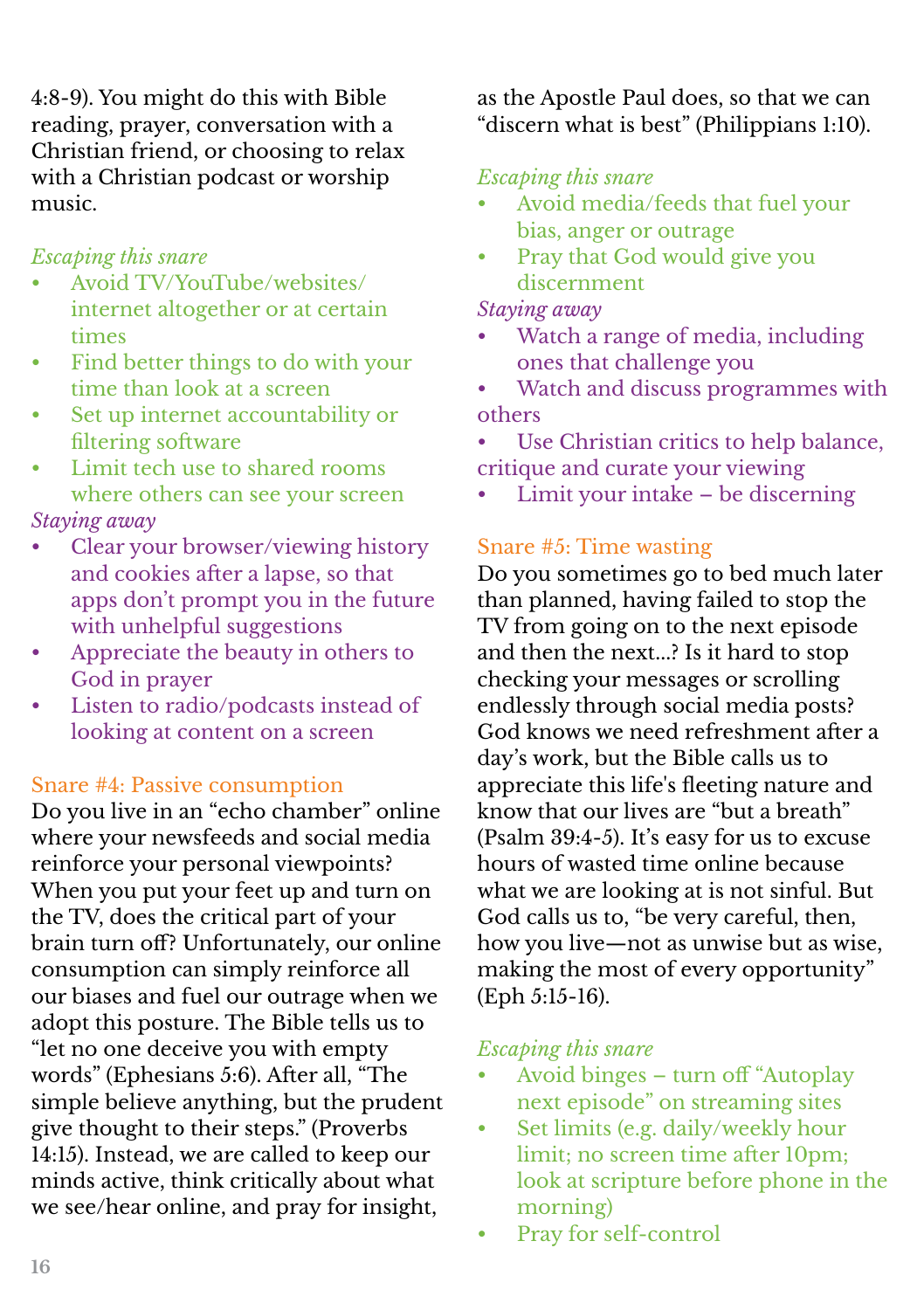4:8-9). You might do this with Bible reading, prayer, conversation with a Christian friend, or choosing to relax with a Christian podcast or worship music.

*Escaping this snare*

- Avoid TV/YouTube/websites/internet altogether or at certain times
- Find better things to do with your time than look at a screen
- Set up internet accountability or filtering software
- Limit tech use to shared rooms where others can see your screen

*Staying away*

- Clear your browser/viewing history and cookies after a lapse, so that apps don't prompt you in the future with unhelpful suggestions
- Appreciate the beauty in others to God in prayer
- Listen to radio/podcasts instead of looking at content on a screen

## Snare #4: Passive consumption

Do you live in an "echo chamber" online where your newsfeeds and social media reinforce your personal viewpoints? When you put your feet up and turn on the TV, does the critical part of your brain turn off? Unfortunately, our online consumption can simply reinforce all our biases and fuel our outrage when we adopt this posture. The Bible tells us to "let no one deceive you with empty words" (Ephesians 5:6). After all, "The simple believe anything, but the prudent give thought to their steps." (Proverbs 14:15). Instead, we are called to keep our minds active, think critically about what we see/hear online, and pray for insight, as the Apostle Paul does, so that we can "discern what is best" (Philippians 1:10).

*Escaping this snare*

- Avoid media/feeds that fuel your bias, anger or outrage
- Pray that God would give you discernment

*Staying away*

- Watch a range of media, including ones that challenge you
- Watch and discuss programmes with others
- Use Christian critics to help balance, critique and curate your viewing
- Limit your intake – be discerning

## Snare #5: Time wasting

Do you sometimes go to bed much later than planned, having failed to stop the TV from going on to the next episode and then the next...? Is it hard to stop checking your messages or scrolling endlessly through social media posts? God knows we need refreshment after a day's work, but the Bible calls us to appreciate this life's fleeting nature and know that our lives are "but a breath" (Psalm 39:4-5). It's easy for us to excuse hours of wasted time online because what we are looking at is not sinful. But God calls us to, "be very careful, then, how you live—not as unwise but as wise, making the most of every opportunity" (Eph 5:15-16).

*Escaping this snare*

- Avoid binges – turn off "Autoplay next episode" on streaming sites
- Set limits (e.g. daily/weekly hour limit; no screen time after 10pm; look at scripture before phone in the morning)
- Pray for self-control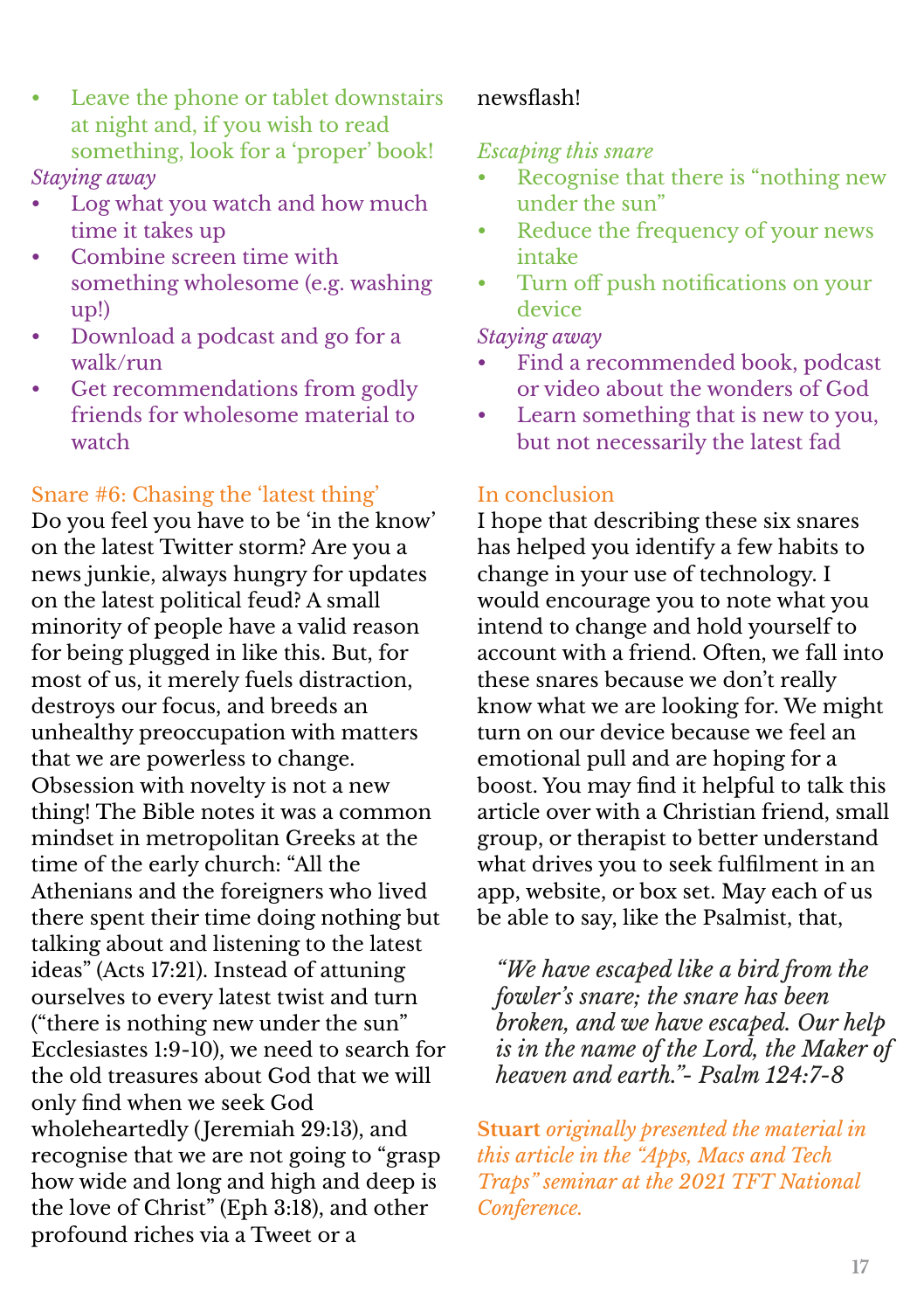- Leave the phone or tablet downstairs at night and, if you wish to read something, look for a 'proper' book!

*Staying away*

- Log what you watch and how much time it takes up
- Combine screen time with something wholesome (e.g. washing up!)
- Download a podcast and go for a walk/run
- Get recommendations from godly friends for wholesome material to watch

## Snare #6: Chasing the 'latest thing'

Do you feel you have to be 'in the know' on the latest Twitter storm? Are you a news junkie, always hungry for updates on the latest political feud? A small minority of people have a valid reason for being plugged in like this. But, for most of us, it merely fuels distraction, destroys our focus, and breeds an unhealthy preoccupation with matters that we are powerless to change. Obsession with novelty is not a new thing! The Bible notes it was a common mindset in metropolitan Greeks at the time of the early church: "All the Athenians and the foreigners who lived there spent their time doing nothing but talking about and listening to the latest ideas" (Acts 17:21). Instead of attuning ourselves to every latest twist and turn ("there is nothing new under the sun" Ecclesiastes 1:9-10), we need to search for the old treasures about God that we will only find when we seek God wholeheartedly (Jeremiah 29:13), and recognise that we are not going to "grasp how wide and long and high and deep is the love of Christ" (Eph 3:18), and other profound riches via a Tweet or a newsflash!

*Escaping this snare*

- Recognise that there is "nothing new under the sun"
- Reduce the frequency of your news intake
- Turn off push notifications on your device

*Staying away*

- Find a recommended book, podcast or video about the wonders of God
- Learn something that is new to you, but not necessarily the latest fad

## In conclusion

I hope that describing these six snares has helped you identify a few habits to change in your use of technology. I would encourage you to note what you intend to change and hold yourself to account with a friend. Often, we fall into these snares because we don't really know what we are looking for. We might turn on our device because we feel an emotional pull and are hoping for a boost. You may find it helpful to talk this article over with a Christian friend, small group, or therapist to better understand what drives you to seek fulfilment in an app, website, or box set. May each of us be able to say, like the Psalmist, that,

> *"We have escaped like a bird from the fowler's snare; the snare has been broken, and we have escaped. Our help is in the name of the Lord, the Maker of heaven and earth."- Psalm 124:7-8*

**Stuart** *originally presented the material in this article in the "Apps, Macs and Tech Traps" seminar at the 2021 TFT National Conference.*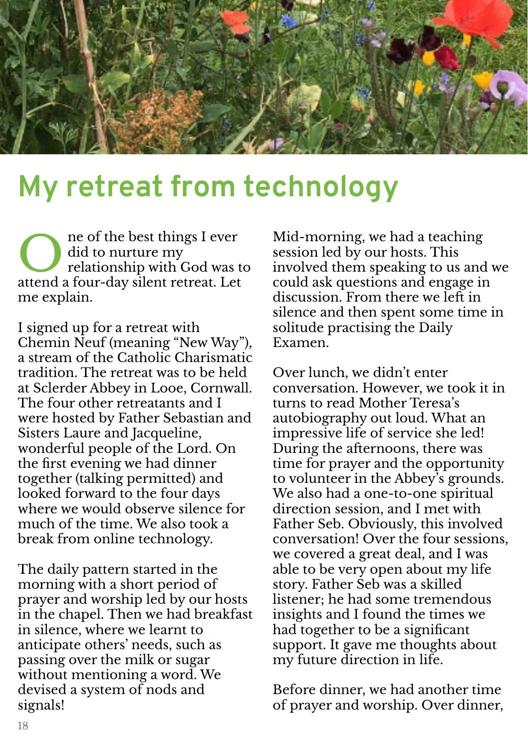# My retreat from technology

One of the best things I ever did to nurture my relationship with God was to attend a four-day silent retreat. Let me explain.

I signed up for a retreat with Chemin Neuf (meaning "New Way"), a stream of the Catholic Charismatic tradition. The retreat was to be held at Sclerder Abbey in Looe, Cornwall. The four other retreatants and I were hosted by Father Sebastian and Sisters Laure and Jacqueline, wonderful people of the Lord. On the first evening we had dinner together (talking permitted) and looked forward to the four days where we would observe silence for much of the time. We also took a break from online technology.

The daily pattern started in the morning with a short period of prayer and worship led by our hosts in the chapel. Then we had breakfast in silence, where we learnt to anticipate others' needs, such as passing over the milk or sugar without mentioning a word. We devised a system of nods and signals!

Mid-morning, we had a teaching session led by our hosts. This involved them speaking to us and we could ask questions and engage in discussion. From there we left in silence and then spent some time in solitude practising the Daily Examen.

Over lunch, we didn't enter conversation. However, we took it in turns to read Mother Teresa's autobiography out loud. What an impressive life of service she led! During the afternoons, there was time for prayer and the opportunity to volunteer in the Abbey's grounds. We also had a one-to-one spiritual direction session, and I met with Father Seb. Obviously, this involved conversation! Over the four sessions, we covered a great deal, and I was able to be very open about my life story. Father Seb was a skilled listener; he had some tremendous insights and I found the times we had together to be a significant support. It gave me thoughts about my future direction in life.

Before dinner, we had another time of prayer and worship. Over dinner,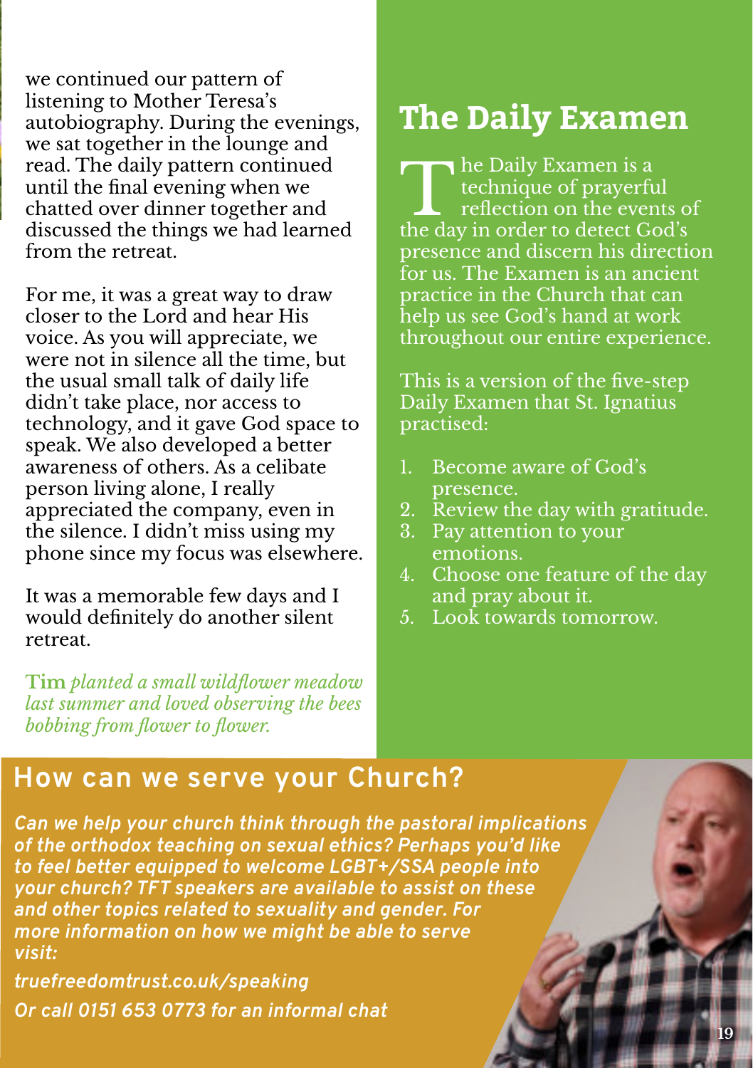we continued our pattern of listening to Mother Teresa's autobiography. During the evenings, we sat together in the lounge and read. The daily pattern continued until the final evening when we chatted over dinner together and discussed the things we had learned from the retreat.

For me, it was a great way to draw closer to the Lord and hear His voice. As you will appreciate, we were not in silence all the time, but the usual small talk of daily life didn't take place, nor access to technology, and it gave God space to speak. We also developed a better awareness of others. As a celibate person living alone, I really appreciated the company, even in the silence. I didn't miss using my phone since my focus was elsewhere.

It was a memorable few days and I would definitely do another silent retreat.

**Tim** *planted a small wildflower meadow last summer and loved observing the bees bobbing from flower to flower.*

## The Daily Examen

The Daily Examen is a technique of prayerful reflection on the events of the day in order to detect God's presence and discern his direction for us. The Examen is an ancient practice in the Church that can help us see God's hand at work throughout our entire experience.

This is a version of the five-step Daily Examen that St. Ignatius practised:

1. Become aware of God's presence.
2. Review the day with gratitude.
3. Pay attention to your emotions.
4. Choose one feature of the day and pray about it.
5. Look towards tomorrow.

## How can we serve your Church?

***Can we help your church think through the pastoral implications of the orthodox teaching on sexual ethics? Perhaps you'd like to feel better equipped to welcome LGBT+/SSA people into your church? TFT speakers are available to assist on these and other topics related to sexuality and gender. For more information on how we might be able to serve visit:***

***truefreedomtrust.co.uk/speaking***

***Or call 0151 653 0773 for an informal chat***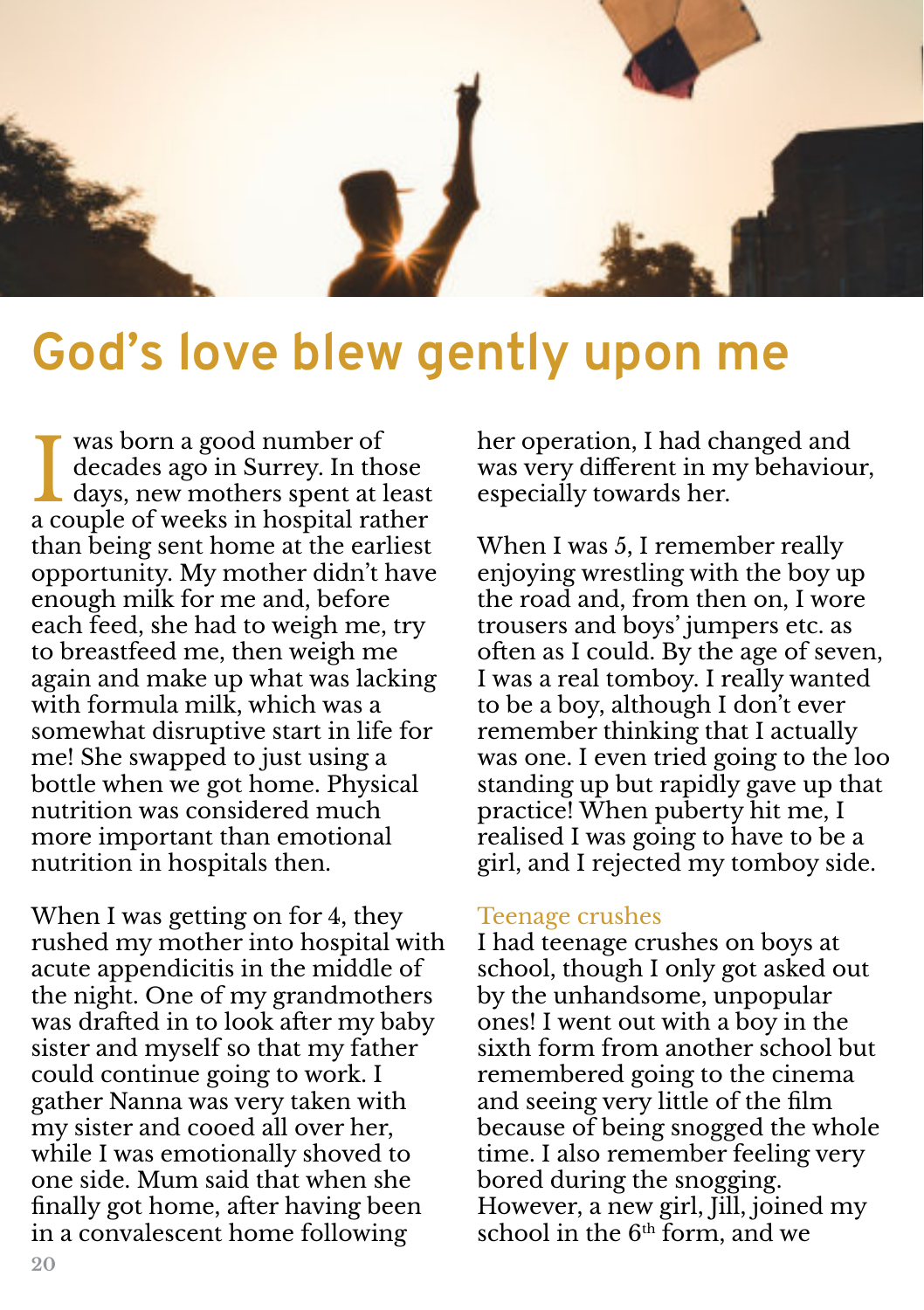# God's love blew gently upon me

I was born a good number of decades ago in Surrey. In those days, new mothers spent at least a couple of weeks in hospital rather than being sent home at the earliest opportunity. My mother didn't have enough milk for me and, before each feed, she had to weigh me, try to breastfeed me, then weigh me again and make up what was lacking with formula milk, which was a somewhat disruptive start in life for me! She swapped to just using a bottle when we got home. Physical nutrition was considered much more important than emotional nutrition in hospitals then.

When I was getting on for 4, they rushed my mother into hospital with acute appendicitis in the middle of the night. One of my grandmothers was drafted in to look after my baby sister and myself so that my father could continue going to work. I gather Nanna was very taken with my sister and cooed all over her, while I was emotionally shoved to one side. Mum said that when she finally got home, after having been in a convalescent home following her operation, I had changed and was very different in my behaviour, especially towards her.

When I was 5, I remember really enjoying wrestling with the boy up the road and, from then on, I wore trousers and boys' jumpers etc. as often as I could. By the age of seven, I was a real tomboy. I really wanted to be a boy, although I don't ever remember thinking that I actually was one. I even tried going to the loo standing up but rapidly gave up that practice! When puberty hit me, I realised I was going to have to be a girl, and I rejected my tomboy side.

## Teenage crushes

I had teenage crushes on boys at school, though I only got asked out by the unhandsome, unpopular ones! I went out with a boy in the sixth form from another school but remembered going to the cinema and seeing very little of the film because of being snogged the whole time. I also remember feeling very bored during the snogging. However, a new girl, Jill, joined my school in the 6th form, and we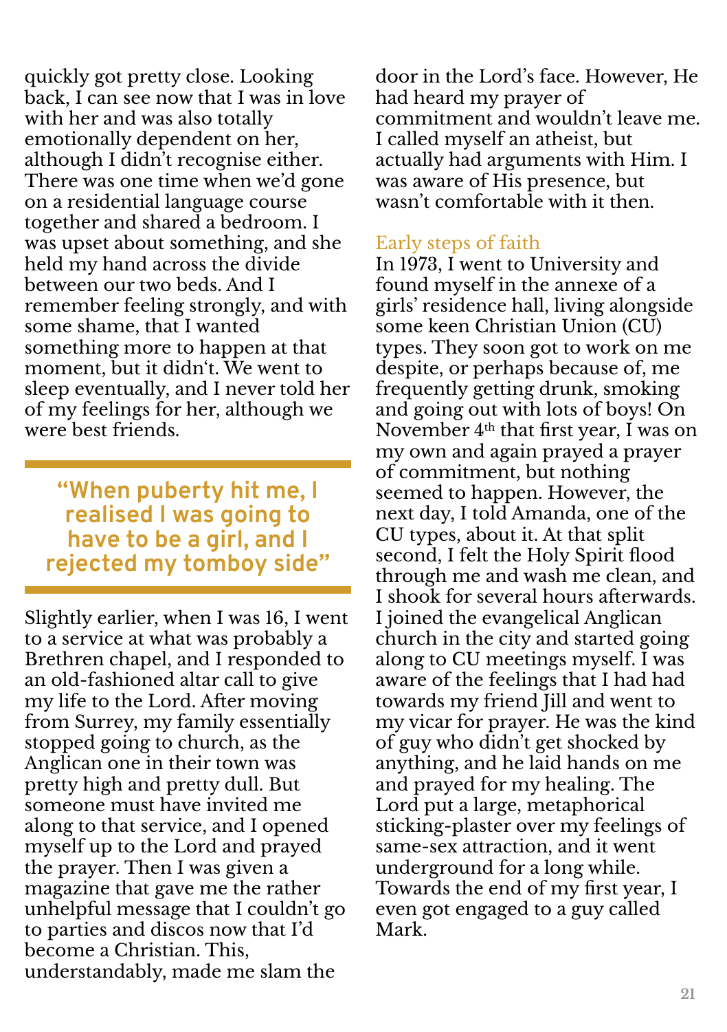quickly got pretty close. Looking back, I can see now that I was in love with her and was also totally emotionally dependent on her, although I didn't recognise either. There was one time when we'd gone on a residential language course together and shared a bedroom. I was upset about something, and she held my hand across the divide between our two beds. And I remember feeling strongly, and with some shame, that I wanted something more to happen at that moment, but it didn't. We went to sleep eventually, and I never told her of my feelings for her, although we were best friends.

> **"When puberty hit me, I realised I was going to have to be a girl, and I rejected my tomboy side"**

Slightly earlier, when I was 16, I went to a service at what was probably a Brethren chapel, and I responded to an old-fashioned altar call to give my life to the Lord. After moving from Surrey, my family essentially stopped going to church, as the Anglican one in their town was pretty high and pretty dull. But someone must have invited me along to that service, and I opened myself up to the Lord and prayed the prayer. Then I was given a magazine that gave me the rather unhelpful message that I couldn't go to parties and discos now that I'd become a Christian. This, understandably, made me slam the door in the Lord's face. However, He had heard my prayer of commitment and wouldn't leave me. I called myself an atheist, but actually had arguments with Him. I was aware of His presence, but wasn't comfortable with it then.

## Early steps of faith

In 1973, I went to University and found myself in the annexe of a girls' residence hall, living alongside some keen Christian Union (CU) types. They soon got to work on me despite, or perhaps because of, me frequently getting drunk, smoking and going out with lots of boys! On November 4th that first year, I was on my own and again prayed a prayer of commitment, but nothing seemed to happen. However, the next day, I told Amanda, one of the CU types, about it. At that split second, I felt the Holy Spirit flood through me and wash me clean, and I shook for several hours afterwards. I joined the evangelical Anglican church in the city and started going along to CU meetings myself. I was aware of the feelings that I had had towards my friend Jill and went to my vicar for prayer. He was the kind of guy who didn't get shocked by anything, and he laid hands on me and prayed for my healing. The Lord put a large, metaphorical sticking-plaster over my feelings of same-sex attraction, and it went underground for a long while. Towards the end of my first year, I even got engaged to a guy called Mark.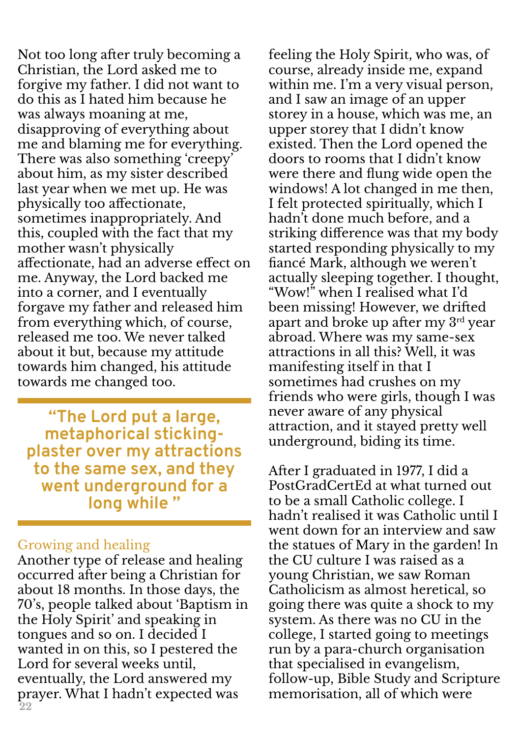Not too long after truly becoming a Christian, the Lord asked me to forgive my father. I did not want to do this as I hated him because he was always moaning at me, disapproving of everything about me and blaming me for everything. There was also something 'creepy' about him, as my sister described last year when we met up. He was physically too affectionate, sometimes inappropriately. And this, coupled with the fact that my mother wasn't physically affectionate, had an adverse effect on me. Anyway, the Lord backed me into a corner, and I eventually forgave my father and released him from everything which, of course, released me too. We never talked about it but, because my attitude towards him changed, his attitude towards me changed too.

> **"The Lord put a large, metaphorical sticking-plaster over my attractions to the same sex, and they went underground for a long while "**

## Growing and healing

Another type of release and healing occurred after being a Christian for about 18 months. In those days, the 70's, people talked about 'Baptism in the Holy Spirit' and speaking in tongues and so on. I decided I wanted in on this, so I pestered the Lord for several weeks until, eventually, the Lord answered my prayer. What I hadn't expected was feeling the Holy Spirit, who was, of course, already inside me, expand within me. I'm a very visual person, and I saw an image of an upper storey in a house, which was me, an upper storey that I didn't know existed. Then the Lord opened the doors to rooms that I didn't know were there and flung wide open the windows! A lot changed in me then, I felt protected spiritually, which I hadn't done much before, and a striking difference was that my body started responding physically to my fiancé Mark, although we weren't actually sleeping together. I thought, "Wow!" when I realised what I'd been missing! However, we drifted apart and broke up after my 3rd year abroad. Where was my same-sex attractions in all this? Well, it was manifesting itself in that I sometimes had crushes on my friends who were girls, though I was never aware of any physical attraction, and it stayed pretty well underground, biding its time.

After I graduated in 1977, I did a PostGradCertEd at what turned out to be a small Catholic college. I hadn't realised it was Catholic until I went down for an interview and saw the statues of Mary in the garden! In the CU culture I was raised as a young Christian, we saw Roman Catholicism as almost heretical, so going there was quite a shock to my system. As there was no CU in the college, I started going to meetings run by a para-church organisation that specialised in evangelism, follow-up, Bible Study and Scripture memorisation, all of which were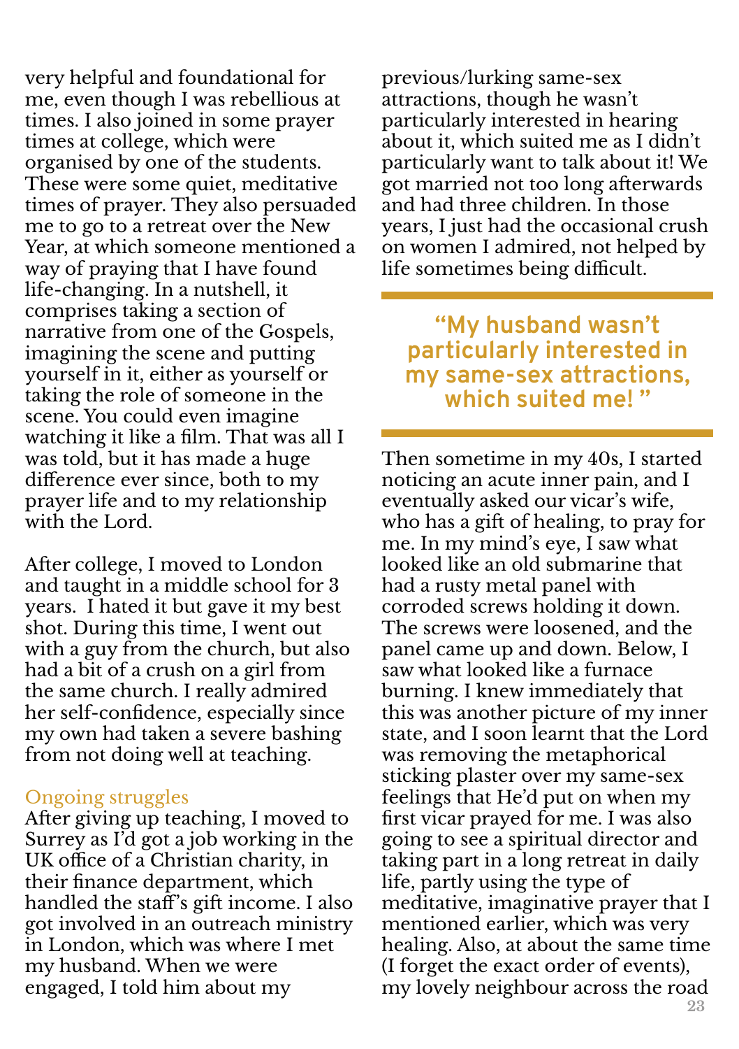very helpful and foundational for me, even though I was rebellious at times. I also joined in some prayer times at college, which were organised by one of the students. These were some quiet, meditative times of prayer. They also persuaded me to go to a retreat over the New Year, at which someone mentioned a way of praying that I have found life-changing. In a nutshell, it comprises taking a section of narrative from one of the Gospels, imagining the scene and putting yourself in it, either as yourself or taking the role of someone in the scene. You could even imagine watching it like a film. That was all I was told, but it has made a huge difference ever since, both to my prayer life and to my relationship with the Lord.

After college, I moved to London and taught in a middle school for 3 years. I hated it but gave it my best shot. During this time, I went out with a guy from the church, but also had a bit of a crush on a girl from the same church. I really admired her self-confidence, especially since my own had taken a severe bashing from not doing well at teaching.

## Ongoing struggles

After giving up teaching, I moved to Surrey as I'd got a job working in the UK office of a Christian charity, in their finance department, which handled the staff's gift income. I also got involved in an outreach ministry in London, which was where I met my husband. When we were engaged, I told him about my previous/lurking same-sex attractions, though he wasn't particularly interested in hearing about it, which suited me as I didn't particularly want to talk about it! We got married not too long afterwards and had three children. In those years, I just had the occasional crush on women I admired, not helped by life sometimes being difficult.

> **"My husband wasn't particularly interested in my same-sex attractions, which suited me! "**

Then sometime in my 40s, I started noticing an acute inner pain, and I eventually asked our vicar's wife, who has a gift of healing, to pray for me. In my mind's eye, I saw what looked like an old submarine that had a rusty metal panel with corroded screws holding it down. The screws were loosened, and the panel came up and down. Below, I saw what looked like a furnace burning. I knew immediately that this was another picture of my inner state, and I soon learnt that the Lord was removing the metaphorical sticking plaster over my same-sex feelings that He'd put on when my first vicar prayed for me. I was also going to see a spiritual director and taking part in a long retreat in daily life, partly using the type of meditative, imaginative prayer that I mentioned earlier, which was very healing. Also, at about the same time (I forget the exact order of events), my lovely neighbour across the road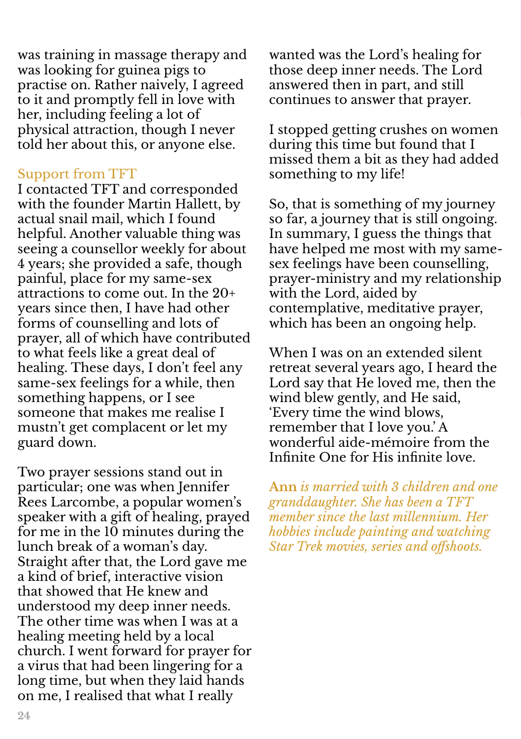was training in massage therapy and was looking for guinea pigs to practise on. Rather naively, I agreed to it and promptly fell in love with her, including feeling a lot of physical attraction, though I never told her about this, or anyone else.

## Support from TFT

I contacted TFT and corresponded with the founder Martin Hallett, by actual snail mail, which I found helpful. Another valuable thing was seeing a counsellor weekly for about 4 years; she provided a safe, though painful, place for my same-sex attractions to come out. In the 20+ years since then, I have had other forms of counselling and lots of prayer, all of which have contributed to what feels like a great deal of healing. These days, I don't feel any same-sex feelings for a while, then something happens, or I see someone that makes me realise I mustn't get complacent or let my guard down.

Two prayer sessions stand out in particular; one was when Jennifer Rees Larcombe, a popular women's speaker with a gift of healing, prayed for me in the 10 minutes during the lunch break of a woman's day. Straight after that, the Lord gave me a kind of brief, interactive vision that showed that He knew and understood my deep inner needs. The other time was when I was at a healing meeting held by a local church. I went forward for prayer for a virus that had been lingering for a long time, but when they laid hands on me, I realised that what I really wanted was the Lord's healing for those deep inner needs. The Lord answered then in part, and still continues to answer that prayer.

I stopped getting crushes on women during this time but found that I missed them a bit as they had added something to my life!

So, that is something of my journey so far, a journey that is still ongoing. In summary, I guess the things that have helped me most with my same-sex feelings have been counselling, prayer-ministry and my relationship with the Lord, aided by contemplative, meditative prayer, which has been an ongoing help.

When I was on an extended silent retreat several years ago, I heard the Lord say that He loved me, then the wind blew gently, and He said, 'Every time the wind blows, remember that I love you.' A wonderful aide-mémoire from the Infinite One for His infinite love.

**Ann** *is married with 3 children and one granddaughter. She has been a TFT member since the last millennium. Her hobbies include painting and watching Star Trek movies, series and offshoots.*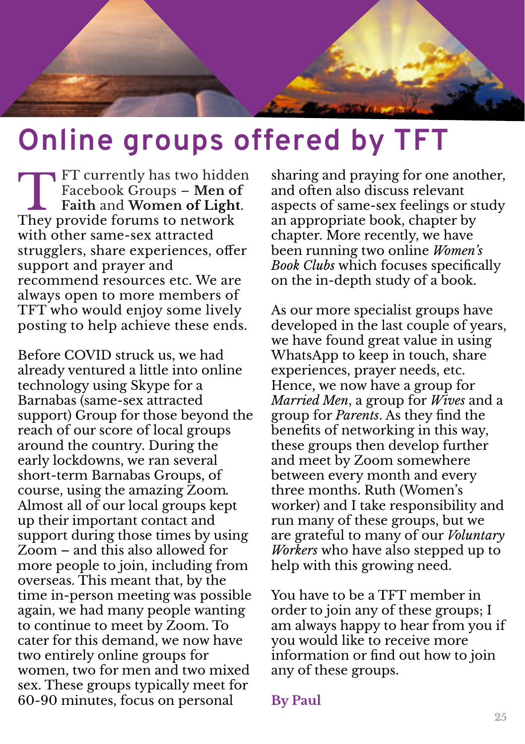# Online groups offered by TFT

TFT currently has two hidden Facebook Groups – **Men of Faith** and **Women of Light**. They provide forums to network with other same-sex attracted strugglers, share experiences, offer support and prayer and recommend resources etc. We are always open to more members of TFT who would enjoy some lively posting to help achieve these ends.

Before COVID struck us, we had already ventured a little into online technology using Skype for a Barnabas (same-sex attracted support) Group for those beyond the reach of our score of local groups around the country. During the early lockdowns, we ran several short-term Barnabas Groups, of course, using the amazing Zoom. Almost all of our local groups kept up their important contact and support during those times by using Zoom – and this also allowed for more people to join, including from overseas. This meant that, by the time in-person meeting was possible again, we had many people wanting to continue to meet by Zoom. To cater for this demand, we now have two entirely online groups for women, two for men and two mixed sex. These groups typically meet for 60-90 minutes, focus on personal sharing and praying for one another, and often also discuss relevant aspects of same-sex feelings or study an appropriate book, chapter by chapter. More recently, we have been running two online *Women's Book Clubs* which focuses specifically on the in-depth study of a book.

As our more specialist groups have developed in the last couple of years, we have found great value in using WhatsApp to keep in touch, share experiences, prayer needs, etc. Hence, we now have a group for *Married Men*, a group for *Wives* and a group for *Parents*. As they find the benefits of networking in this way, these groups then develop further and meet by Zoom somewhere between every month and every three months. Ruth (Women's worker) and I take responsibility and run many of these groups, but we are grateful to many of our *Voluntary Workers* who have also stepped up to help with this growing need.

You have to be a TFT member in order to join any of these groups; I am always happy to hear from you if you would like to receive more information or find out how to join any of these groups.

**By Paul**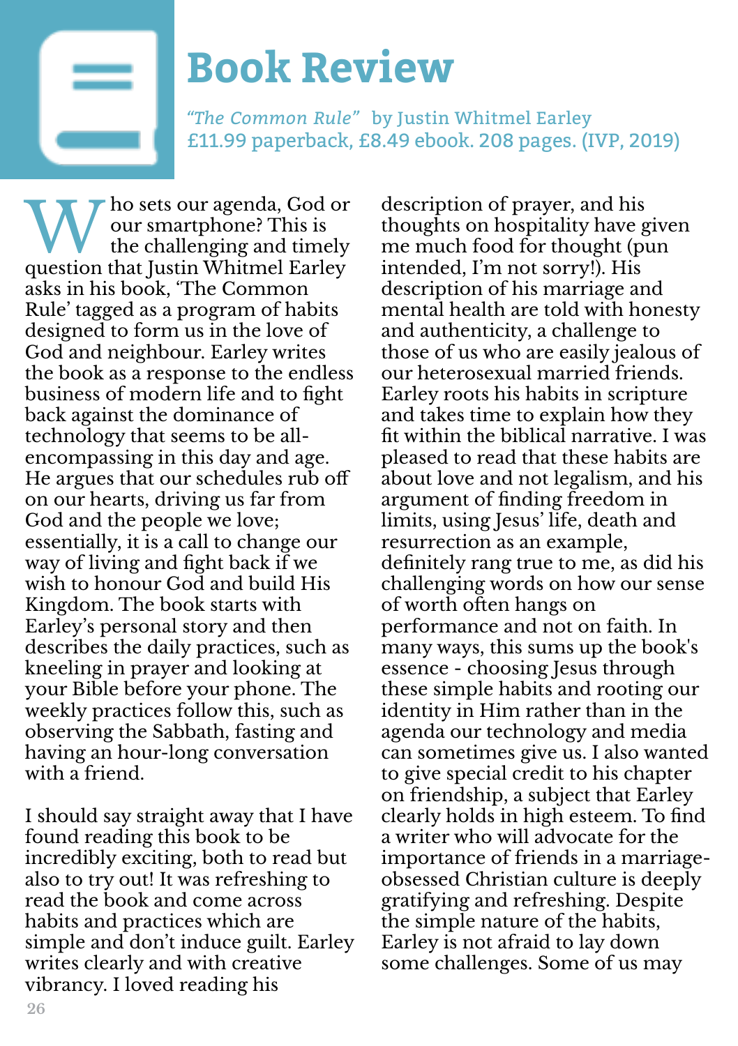# Book Review

*"The Common Rule"* by Justin Whitmel Earley
£11.99 paperback, £8.49 ebook. 208 pages. (IVP, 2019)

Who sets our agenda, God or our smartphone? This is the challenging and timely question that Justin Whitmel Earley asks in his book, 'The Common Rule' tagged as a program of habits designed to form us in the love of God and neighbour. Earley writes the book as a response to the endless business of modern life and to fight back against the dominance of technology that seems to be all-encompassing in this day and age. He argues that our schedules rub off on our hearts, driving us far from God and the people we love; essentially, it is a call to change our way of living and fight back if we wish to honour God and build His Kingdom. The book starts with Earley's personal story and then describes the daily practices, such as kneeling in prayer and looking at your Bible before your phone. The weekly practices follow this, such as observing the Sabbath, fasting and having an hour-long conversation with a friend.

I should say straight away that I have found reading this book to be incredibly exciting, both to read but also to try out! It was refreshing to read the book and come across habits and practices which are simple and don't induce guilt. Earley writes clearly and with creative vibrancy. I loved reading his description of prayer, and his thoughts on hospitality have given me much food for thought (pun intended, I'm not sorry!). His description of his marriage and mental health are told with honesty and authenticity, a challenge to those of us who are easily jealous of our heterosexual married friends. Earley roots his habits in scripture and takes time to explain how they fit within the biblical narrative. I was pleased to read that these habits are about love and not legalism, and his argument of finding freedom in limits, using Jesus' life, death and resurrection as an example, definitely rang true to me, as did his challenging words on how our sense of worth often hangs on performance and not on faith. In many ways, this sums up the book's essence - choosing Jesus through these simple habits and rooting our identity in Him rather than in the agenda our technology and media can sometimes give us. I also wanted to give special credit to his chapter on friendship, a subject that Earley clearly holds in high esteem. To find a writer who will advocate for the importance of friends in a marriage-obsessed Christian culture is deeply gratifying and refreshing. Despite the simple nature of the habits, Earley is not afraid to lay down some challenges. Some of us may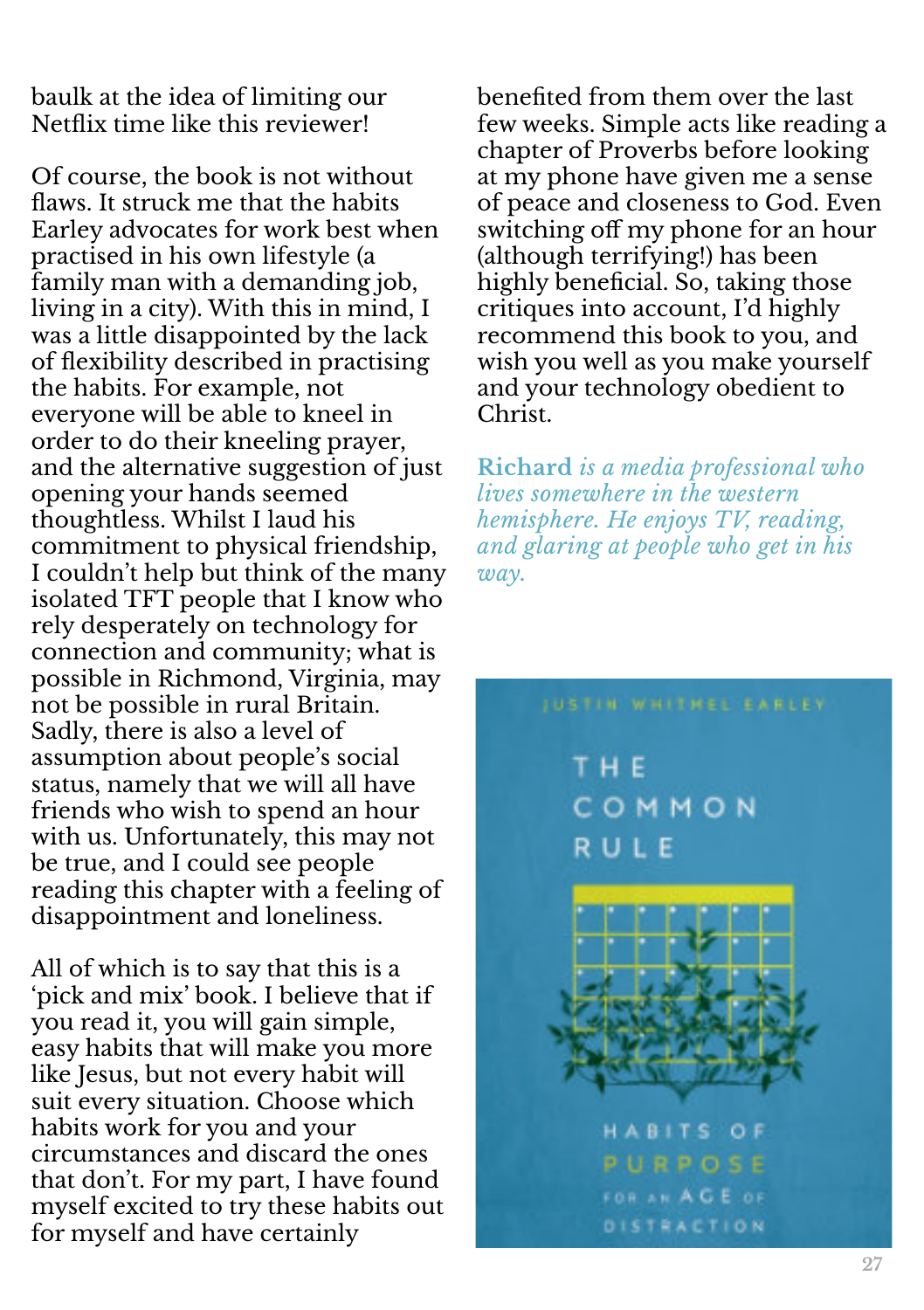baulk at the idea of limiting our Netflix time like this reviewer!

Of course, the book is not without flaws. It struck me that the habits Earley advocates for work best when practised in his own lifestyle (a family man with a demanding job, living in a city). With this in mind, I was a little disappointed by the lack of flexibility described in practising the habits. For example, not everyone will be able to kneel in order to do their kneeling prayer, and the alternative suggestion of just opening your hands seemed thoughtless. Whilst I laud his commitment to physical friendship, I couldn't help but think of the many isolated TFT people that I know who rely desperately on technology for connection and community; what is possible in Richmond, Virginia, may not be possible in rural Britain. Sadly, there is also a level of assumption about people's social status, namely that we will all have friends who wish to spend an hour with us. Unfortunately, this may not be true, and I could see people reading this chapter with a feeling of disappointment and loneliness.

All of which is to say that this is a 'pick and mix' book. I believe that if you read it, you will gain simple, easy habits that will make you more like Jesus, but not every habit will suit every situation. Choose which habits work for you and your circumstances and discard the ones that don't. For my part, I have found myself excited to try these habits out for myself and have certainly benefited from them over the last few weeks. Simple acts like reading a chapter of Proverbs before looking at my phone have given me a sense of peace and closeness to God. Even switching off my phone for an hour (although terrifying!) has been highly beneficial. So, taking those critiques into account, I'd highly recommend this book to you, and wish you well as you make yourself and your technology obedient to Christ.

**Richard** *is a media professional who lives somewhere in the western hemisphere. He enjoys TV, reading, and glaring at people who get in his way.*

JUSTIN WHITMEL EARLEY

THE COMMON RULE

HABITS OF PURPOSE FOR AN AGE OF DISTRACTION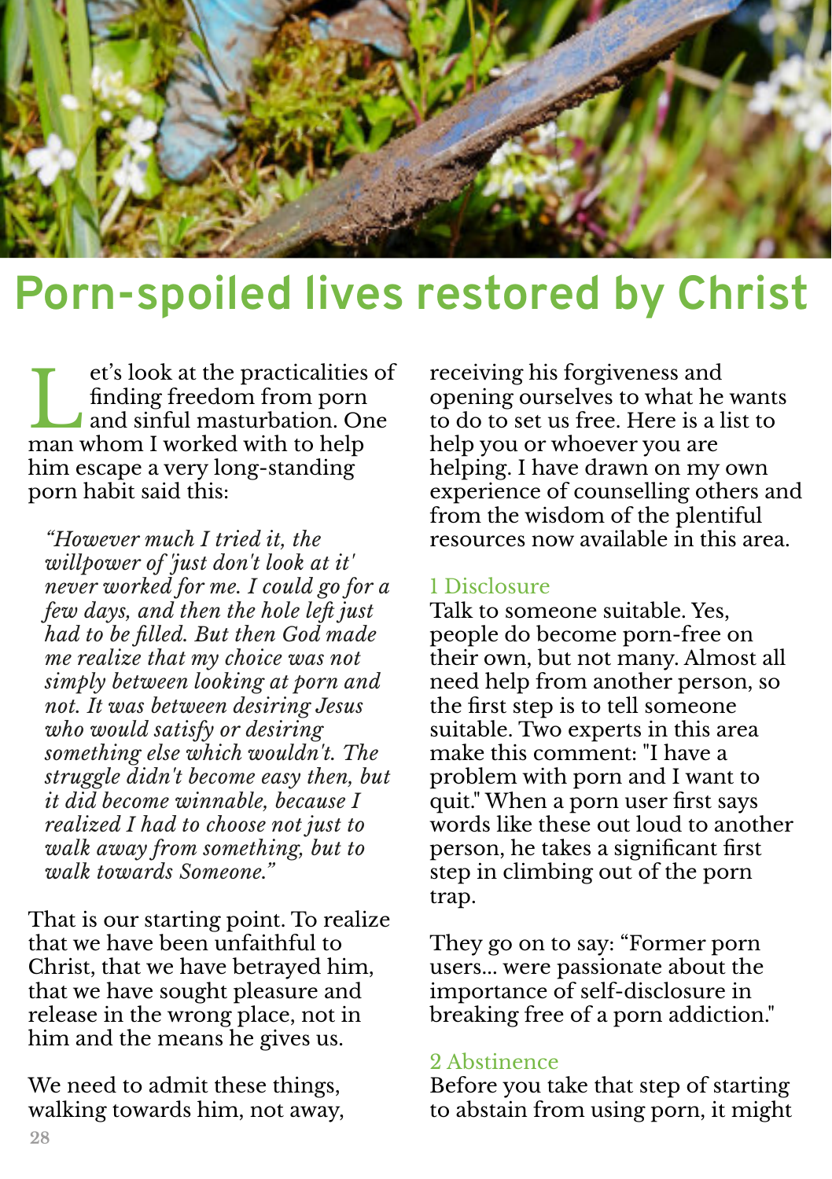# Porn-spoiled lives restored by Christ

Let's look at the practicalities of finding freedom from porn and sinful masturbation. One man whom I worked with to help him escape a very long-standing porn habit said this:

> *"However much I tried it, the willpower of 'just don't look at it' never worked for me. I could go for a few days, and then the hole left just had to be filled. But then God made me realize that my choice was not simply between looking at porn and not. It was between desiring Jesus who would satisfy or desiring something else which wouldn't. The struggle didn't become easy then, but it did become winnable, because I realized I had to choose not just to walk away from something, but to walk towards Someone."*

That is our starting point. To realize that we have been unfaithful to Christ, that we have betrayed him, that we have sought pleasure and release in the wrong place, not in him and the means he gives us.

We need to admit these things, walking towards him, not away, receiving his forgiveness and opening ourselves to what he wants to do to set us free. Here is a list to help you or whoever you are helping. I have drawn on my own experience of counselling others and from the wisdom of the plentiful resources now available in this area.

## 1 Disclosure

Talk to someone suitable. Yes, people do become porn-free on their own, but not many. Almost all need help from another person, so the first step is to tell someone suitable. Two experts in this area make this comment: "I have a problem with porn and I want to quit." When a porn user first says words like these out loud to another person, he takes a significant first step in climbing out of the porn trap.

They go on to say: "Former porn users... were passionate about the importance of self-disclosure in breaking free of a porn addiction."

## 2 Abstinence

Before you take that step of starting to abstain from using porn, it might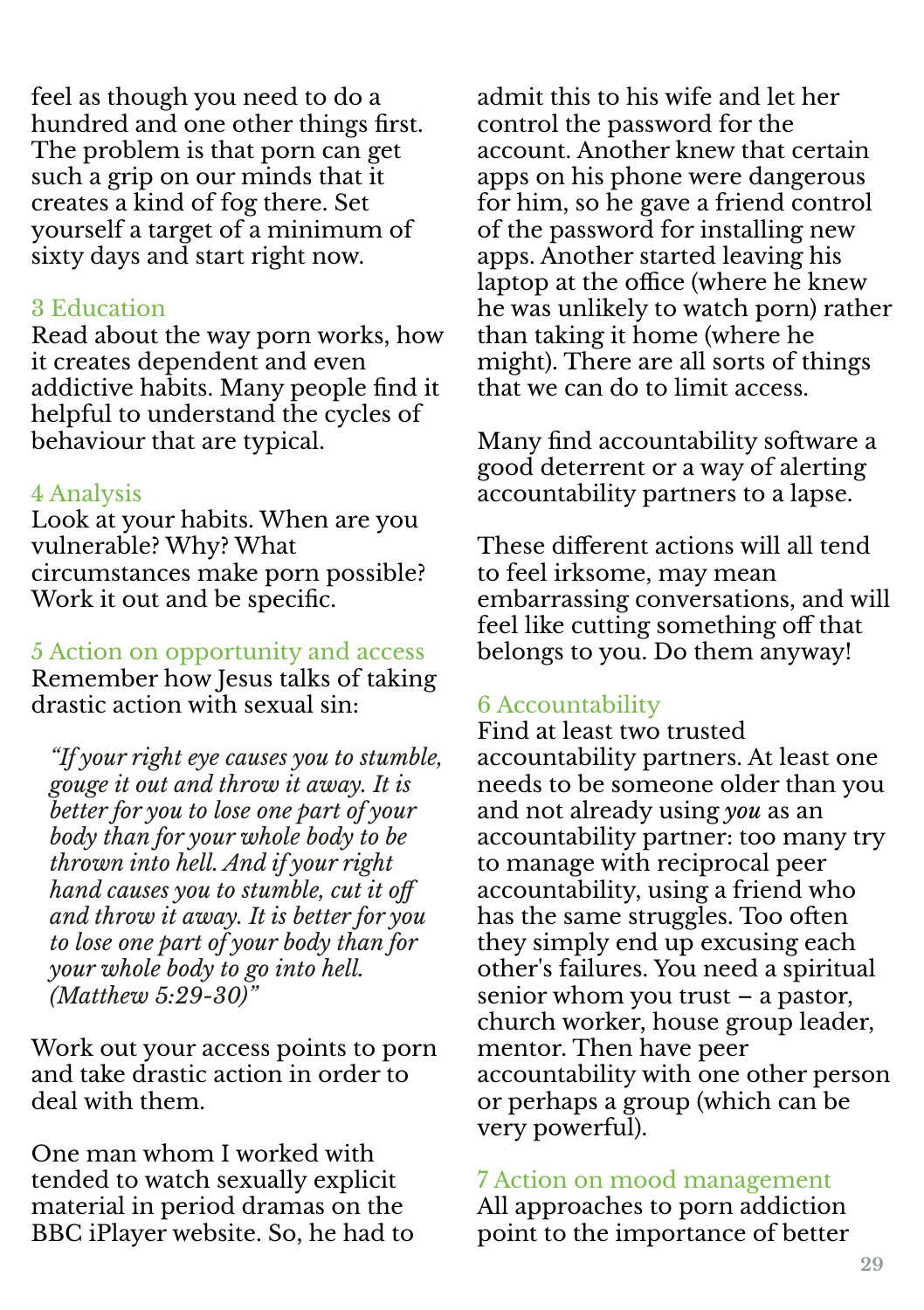feel as though you need to do a hundred and one other things first. The problem is that porn can get such a grip on our minds that it creates a kind of fog there. Set yourself a target of a minimum of sixty days and start right now.

### 3 Education

Read about the way porn works, how it creates dependent and even addictive habits. Many people find it helpful to understand the cycles of behaviour that are typical.

### 4 Analysis

Look at your habits. When are you vulnerable? Why? What circumstances make porn possible? Work it out and be specific.

### 5 Action on opportunity and access

Remember how Jesus talks of taking drastic action with sexual sin:

> *"If your right eye causes you to stumble, gouge it out and throw it away. It is better for you to lose one part of your body than for your whole body to be thrown into hell. And if your right hand causes you to stumble, cut it off and throw it away. It is better for you to lose one part of your body than for your whole body to go into hell. (Matthew 5:29-30)"*

Work out your access points to porn and take drastic action in order to deal with them.

One man whom I worked with tended to watch sexually explicit material in period dramas on the BBC iPlayer website. So, he had to admit this to his wife and let her control the password for the account. Another knew that certain apps on his phone were dangerous for him, so he gave a friend control of the password for installing new apps. Another started leaving his laptop at the office (where he knew he was unlikely to watch porn) rather than taking it home (where he might). There are all sorts of things that we can do to limit access.

Many find accountability software a good deterrent or a way of alerting accountability partners to a lapse.

These different actions will all tend to feel irksome, may mean embarrassing conversations, and will feel like cutting something off that belongs to you. Do them anyway!

### 6 Accountability

Find at least two trusted accountability partners. At least one needs to be someone older than you and not already using *you* as an accountability partner: too many try to manage with reciprocal peer accountability, using a friend who has the same struggles. Too often they simply end up excusing each other's failures. You need a spiritual senior whom you trust – a pastor, church worker, house group leader, mentor. Then have peer accountability with one other person or perhaps a group (which can be very powerful).

### 7 Action on mood management

All approaches to porn addiction point to the importance of better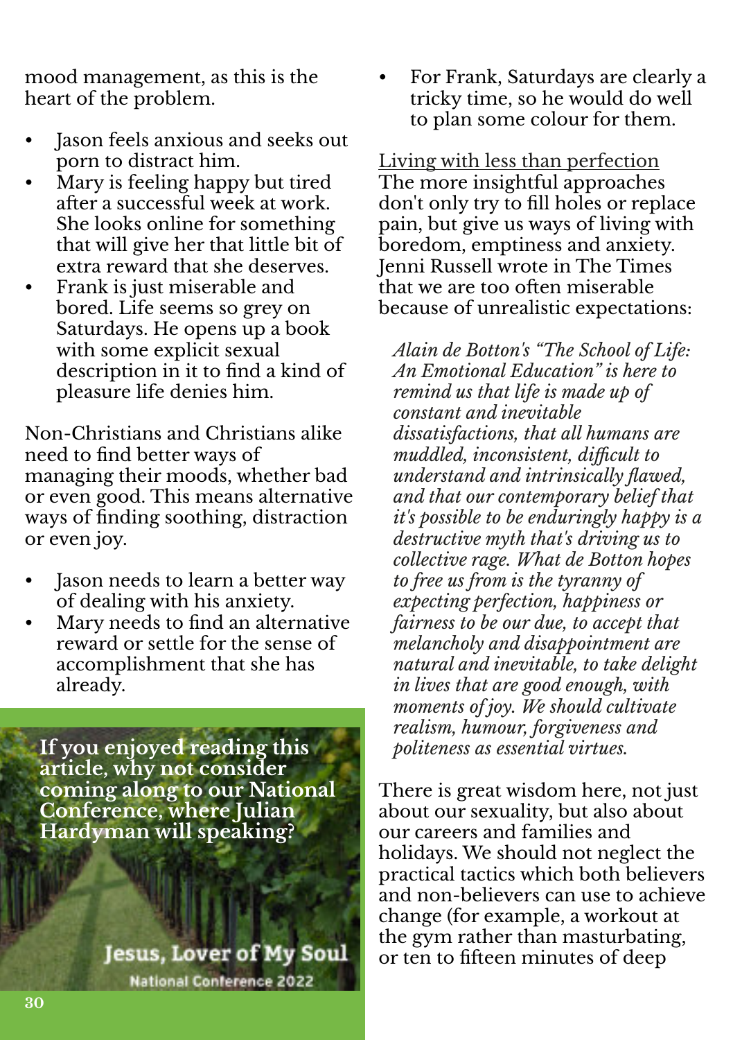mood management, as this is the heart of the problem.

- Jason feels anxious and seeks out porn to distract him.
- Mary is feeling happy but tired after a successful week at work. She looks online for something that will give her that little bit of extra reward that she deserves.
- Frank is just miserable and bored. Life seems so grey on Saturdays. He opens up a book with some explicit sexual description in it to find a kind of pleasure life denies him.

Non-Christians and Christians alike need to find better ways of managing their moods, whether bad or even good. This means alternative ways of finding soothing, distraction or even joy.

- Jason needs to learn a better way of dealing with his anxiety.
- Mary needs to find an alternative reward or settle for the sense of accomplishment that she has already.

**If you enjoyed reading this article, why not consider coming along to our National Conference, where Julian Hardyman will speaking?**

Jesus, Lover of My Soul
National Conference 2022

- For Frank, Saturdays are clearly a tricky time, so he would do well to plan some colour for them.

Living with less than perfection

The more insightful approaches don't only try to fill holes or replace pain, but give us ways of living with boredom, emptiness and anxiety. Jenni Russell wrote in The Times that we are too often miserable because of unrealistic expectations:

> *Alain de Botton's "The School of Life: An Emotional Education" is here to remind us that life is made up of constant and inevitable dissatisfactions, that all humans are muddled, inconsistent, difficult to understand and intrinsically flawed, and that our contemporary belief that it's possible to be enduringly happy is a destructive myth that's driving us to collective rage. What de Botton hopes to free us from is the tyranny of expecting perfection, happiness or fairness to be our due, to accept that melancholy and disappointment are natural and inevitable, to take delight in lives that are good enough, with moments of joy. We should cultivate realism, humour, forgiveness and politeness as essential virtues.*

There is great wisdom here, not just about our sexuality, but also about our careers and families and holidays. We should not neglect the practical tactics which both believers and non-believers can use to achieve change (for example, a workout at the gym rather than masturbating, or ten to fifteen minutes of deep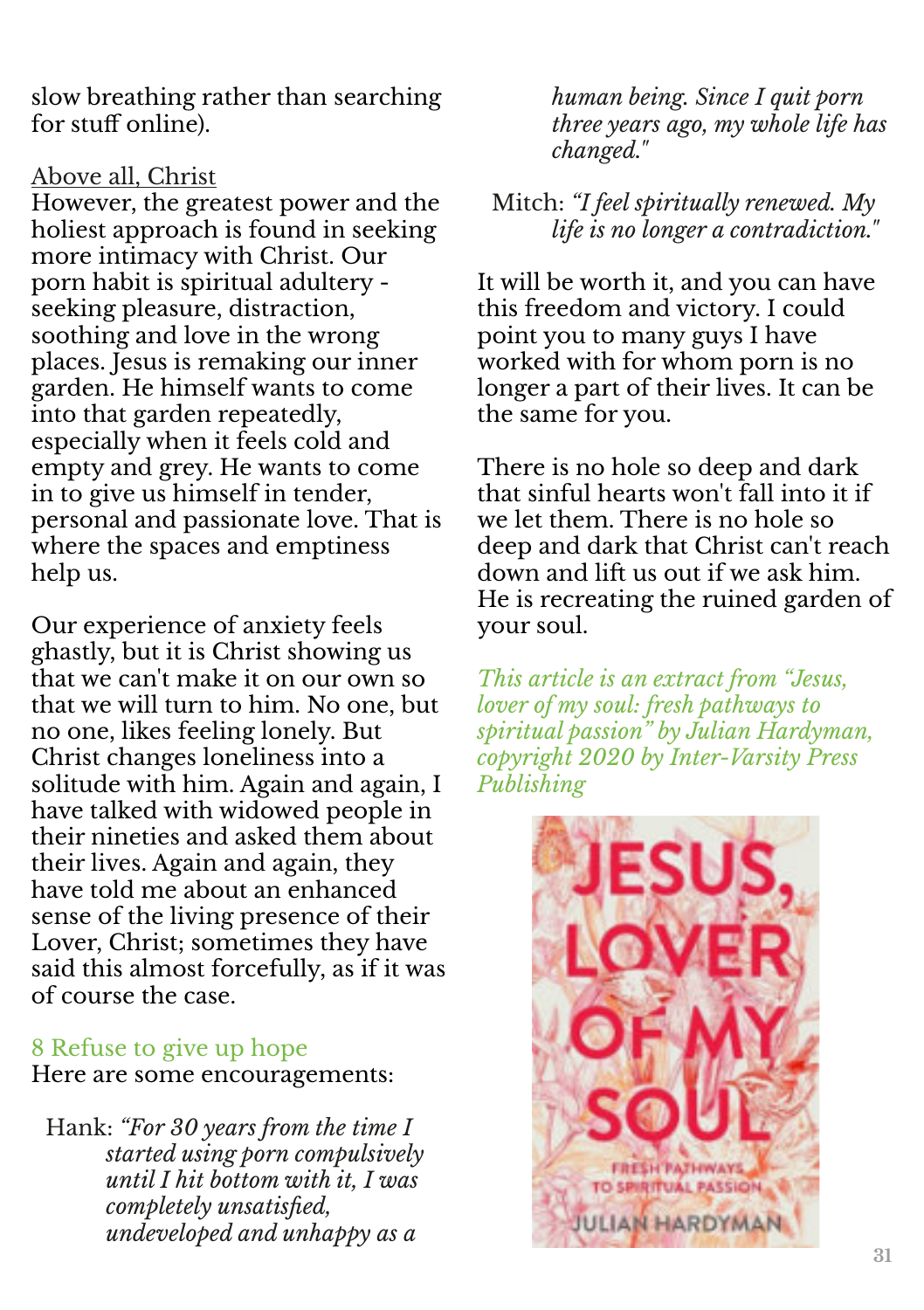slow breathing rather than searching for stuff online).

Above all, Christ

However, the greatest power and the holiest approach is found in seeking more intimacy with Christ. Our porn habit is spiritual adultery - seeking pleasure, distraction, soothing and love in the wrong places. Jesus is remaking our inner garden. He himself wants to come into that garden repeatedly, especially when it feels cold and empty and grey. He wants to come in to give us himself in tender, personal and passionate love. That is where the spaces and emptiness help us.

Our experience of anxiety feels ghastly, but it is Christ showing us that we can't make it on our own so that we will turn to him. No one, but no one, likes feeling lonely. But Christ changes loneliness into a solitude with him. Again and again, I have talked with widowed people in their nineties and asked them about their lives. Again and again, they have told me about an enhanced sense of the living presence of their Lover, Christ; sometimes they have said this almost forcefully, as if it was of course the case.

## 8 Refuse to give up hope

Here are some encouragements:

Hank: *"For 30 years from the time I started using porn compulsively until I hit bottom with it, I was completely unsatisfied, undeveloped and unhappy as a human being. Since I quit porn three years ago, my whole life has changed."*

Mitch: *"I feel spiritually renewed. My life is no longer a contradiction."*

It will be worth it, and you can have this freedom and victory. I could point you to many guys I have worked with for whom porn is no longer a part of their lives. It can be the same for you.

There is no hole so deep and dark that sinful hearts won't fall into it if we let them. There is no hole so deep and dark that Christ can't reach down and lift us out if we ask him. He is recreating the ruined garden of your soul.

*This article is an extract from "Jesus, lover of my soul: fresh pathways to spiritual passion" by Julian Hardyman, copyright 2020 by Inter-Varsity Press Publishing*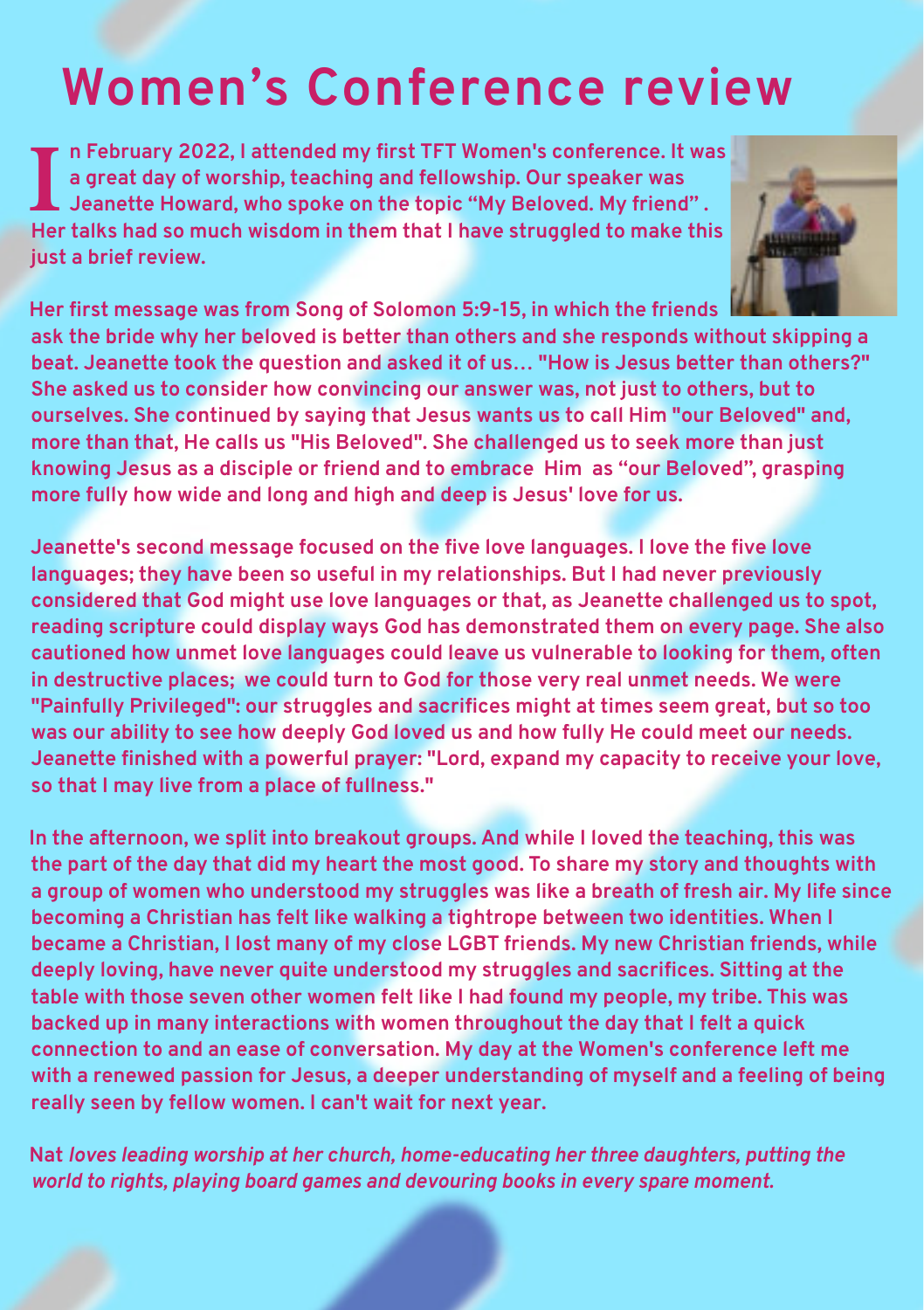# Women's Conference review

**In February 2022, I attended my first TFT Women's conference. It was a great day of worship, teaching and fellowship. Our speaker was Jeanette Howard, who spoke on the topic "My Beloved. My friend" . Her talks had so much wisdom in them that I have struggled to make this just a brief review.**

**Her first message was from Song of Solomon 5:9-15, in which the friends ask the bride why her beloved is better than others and she responds without skipping a beat. Jeanette took the question and asked it of us... "How is Jesus better than others?" She asked us to consider how convincing our answer was, not just to others, but to ourselves. She continued by saying that Jesus wants us to call Him "our Beloved" and, more than that, He calls us "His Beloved". She challenged us to seek more than just knowing Jesus as a disciple or friend and to embrace Him as "our Beloved", grasping more fully how wide and long and high and deep is Jesus' love for us.**

**Jeanette's second message focused on the five love languages. I love the five love languages; they have been so useful in my relationships. But I had never previously considered that God might use love languages or that, as Jeanette challenged us to spot, reading scripture could display ways God has demonstrated them on every page. She also cautioned how unmet love languages could leave us vulnerable to looking for them, often in destructive places; we could turn to God for those very real unmet needs. We were "Painfully Privileged": our struggles and sacrifices might at times seem great, but so too was our ability to see how deeply God loved us and how fully He could meet our needs. Jeanette finished with a powerful prayer: "Lord, expand my capacity to receive your love, so that I may live from a place of fullness."**

**In the afternoon, we split into breakout groups. And while I loved the teaching, this was the part of the day that did my heart the most good. To share my story and thoughts with a group of women who understood my struggles was like a breath of fresh air. My life since becoming a Christian has felt like walking a tightrope between two identities. When I became a Christian, I lost many of my close LGBT friends. My new Christian friends, while deeply loving, have never quite understood my struggles and sacrifices. Sitting at the table with those seven other women felt like I had found my people, my tribe. This was backed up in many interactions with women throughout the day that I felt a quick connection to and an ease of conversation. My day at the Women's conference left me with a renewed passion for Jesus, a deeper understanding of myself and a feeling of being really seen by fellow women. I can't wait for next year.**

**Nat** ***loves leading worship at her church, home-educating her three daughters, putting the world to rights, playing board games and devouring books in every spare moment.***